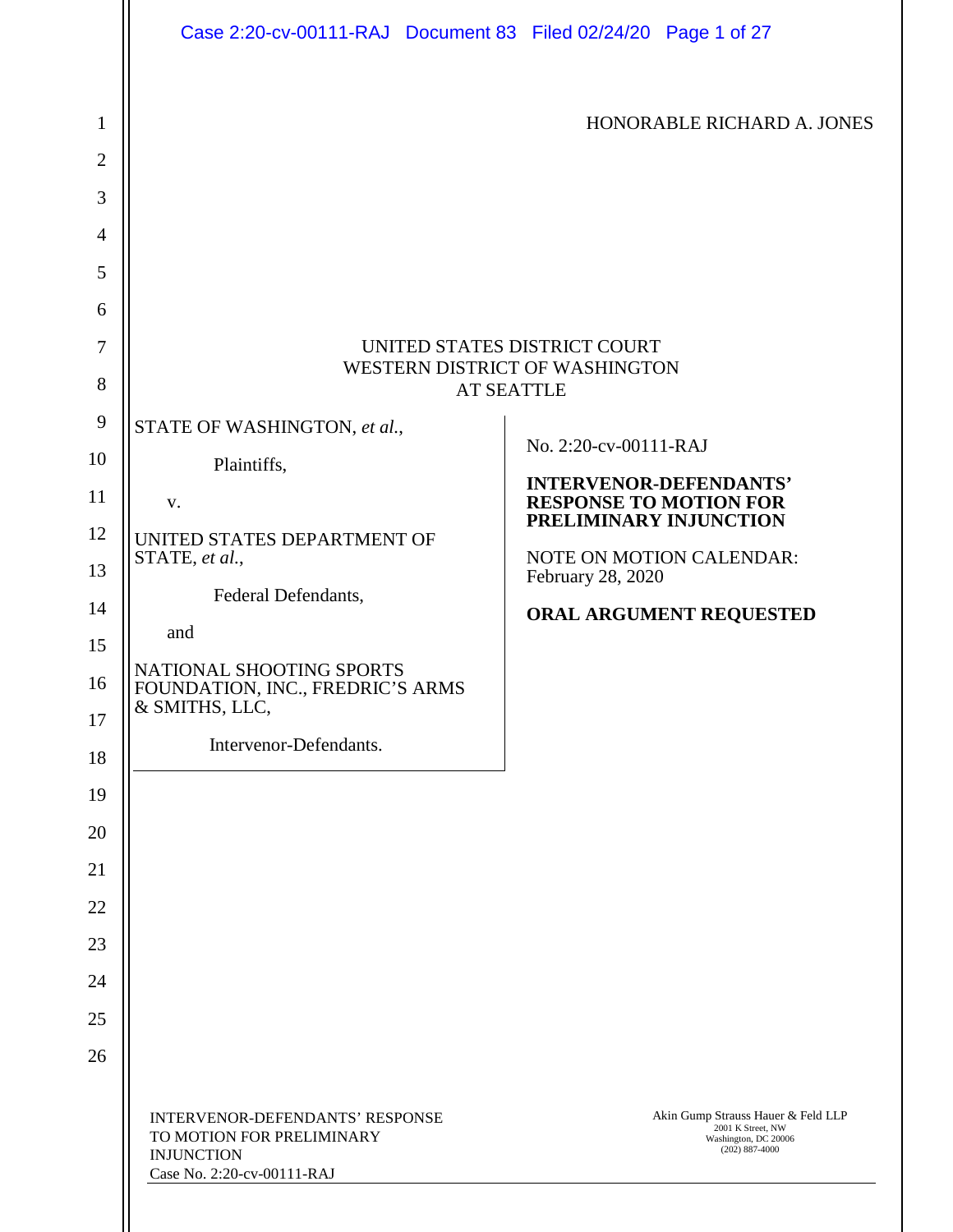HONORABLE RICHARD A. JONES

UNITED STATES DISTRICT COURT
WESTERN DISTRICT OF WASHINGTON
AT SEATTLE

| | |
|---|---|
| STATE OF WASHINGTON, *et al.*,<br><br>Plaintiffs,<br><br>v.<br><br>UNITED STATES DEPARTMENT OF STATE, *et al.*,<br><br>Federal Defendants,<br><br>and<br><br>NATIONAL SHOOTING SPORTS FOUNDATION, INC., FREDRIC'S ARMS & SMITHS, LLC,<br><br>Intervenor-Defendants. | No. 2:20-cv-00111-RAJ<br><br>**INTERVENOR-DEFENDANTS' RESPONSE TO MOTION FOR PRELIMINARY INJUNCTION**<br><br>NOTE ON MOTION CALENDAR: February 28, 2020<br><br>**ORAL ARGUMENT REQUESTED** |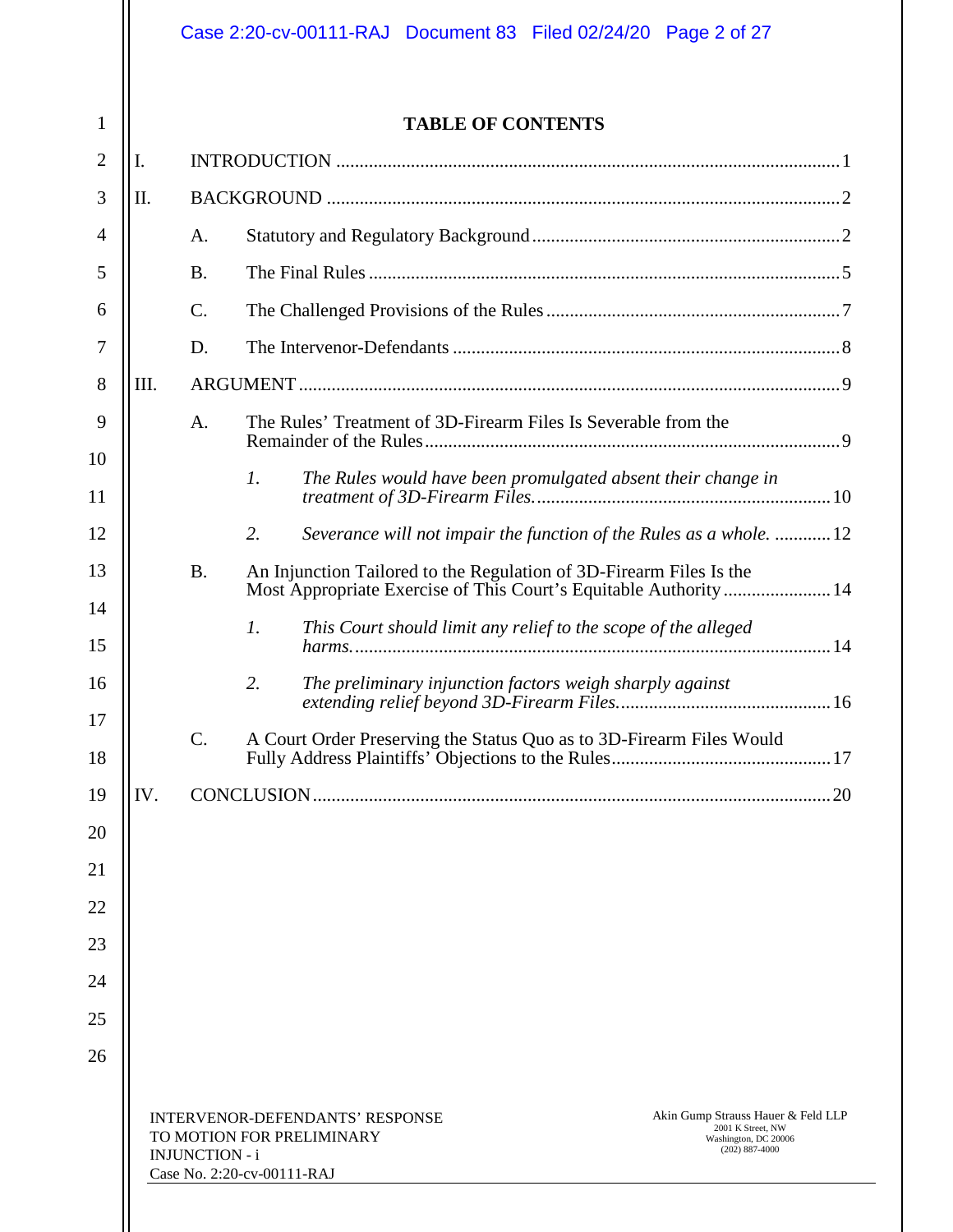# TABLE OF CONTENTS

I. INTRODUCTION ........................................ 1

II. BACKGROUND ........................................ 2

- A. Statutory and Regulatory Background ........................................ 2
- B. The Final Rules ........................................ 5
- C. The Challenged Provisions of the Rules ........................................ 7
- D. The Intervenor-Defendants ........................................ 8

III. ARGUMENT ........................................ 9

- A. The Rules' Treatment of 3D-Firearm Files Is Severable from the Remainder of the Rules ........................................ 9
  - *1. The Rules would have been promulgated absent their change in treatment of 3D-Firearm Files.* ........................................ 10
  - *2. Severance will not impair the function of the Rules as a whole.* ........................................ 12
- B. An Injunction Tailored to the Regulation of 3D-Firearm Files Is the Most Appropriate Exercise of This Court's Equitable Authority ........................................ 14
  - *1. This Court should limit any relief to the scope of the alleged harms.* ........................................ 14
  - *2. The preliminary injunction factors weigh sharply against extending relief beyond 3D-Firearm Files.* ........................................ 16
- C. A Court Order Preserving the Status Quo as to 3D-Firearm Files Would Fully Address Plaintiffs' Objections to the Rules ........................................ 17

IV. CONCLUSION ........................................ 20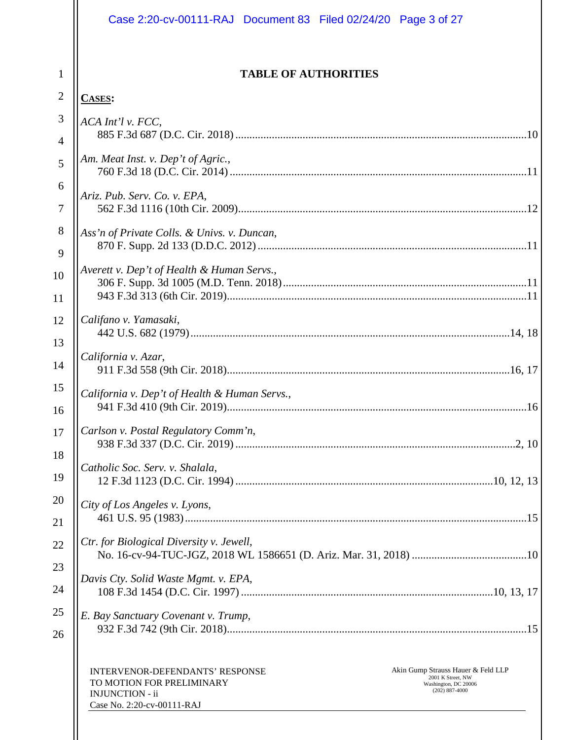## TABLE OF AUTHORITIES

**CASES:**

*ACA Int'l v. FCC*,
885 F.3d 687 (D.C. Cir. 2018) ....................................................................................................10

*Am. Meat Inst. v. Dep't of Agric.*,
760 F.3d 18 (D.C. Cir. 2014) ......................................................................................................11

*Ariz. Pub. Serv. Co. v. EPA*,
562 F.3d 1116 (10th Cir. 2009)...................................................................................................12

*Ass'n of Private Colls. & Univs. v. Duncan*,
870 F. Supp. 2d 133 (D.D.C. 2012) ............................................................................................11

*Averett v. Dep't of Health & Human Servs.*,
306 F. Supp. 3d 1005 (M.D. Tenn. 2018)...................................................................................11
943 F.3d 313 (6th Cir. 2019).......................................................................................................11

*Califano v. Yamasaki*,
442 U.S. 682 (1979)..............................................................................................................14, 18

*California v. Azar*,
911 F.3d 558 (9th Cir. 2018)..................................................................................................16, 17

*California v. Dep't of Health & Human Servs.*,
941 F.3d 410 (9th Cir. 2019).......................................................................................................16

*Carlson v. Postal Regulatory Comm'n*,
938 F.3d 337 (D.C. Cir. 2019) ................................................................................................2, 10

*Catholic Soc. Serv. v. Shalala*,
12 F.3d 1123 (D.C. Cir. 1994) ........................................................................................10, 12, 13

*City of Los Angeles v. Lyons*,
461 U.S. 95 (1983).......................................................................................................................15

*Ctr. for Biological Diversity v. Jewell*,
No. 16-cv-94-TUC-JGZ, 2018 WL 1586651 (D. Ariz. Mar. 31, 2018) .........................................10

*Davis Cty. Solid Waste Mgmt. v. EPA*,
108 F.3d 1454 (D.C. Cir. 1997) ......................................................................................10, 13, 17

*E. Bay Sanctuary Covenant v. Trump*,
932 F.3d 742 (9th Cir. 2018).........................................................................................................15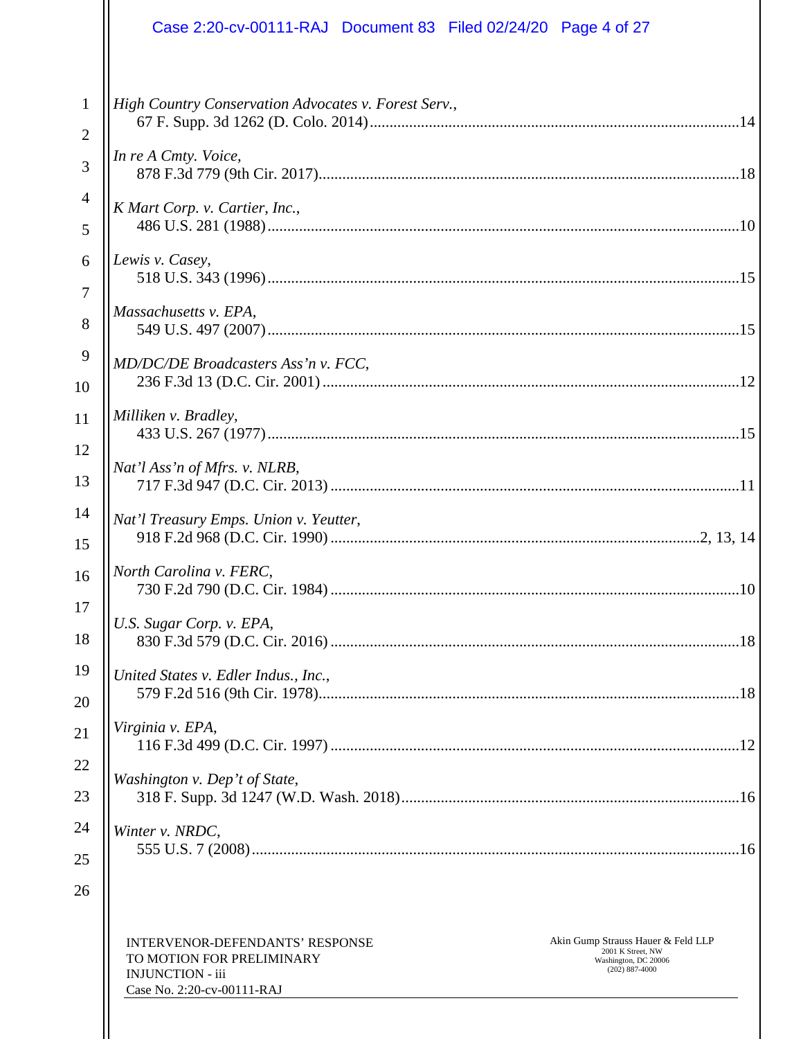*High Country Conservation Advocates v. Forest Serv.*,
67 F. Supp. 3d 1262 (D. Colo. 2014) ........................................................................................14

*In re A Cmty. Voice*,
878 F.3d 779 (9th Cir. 2017)......................................................................................................18

*K Mart Corp. v. Cartier, Inc.*,
486 U.S. 281 (1988) ...................................................................................................................10

*Lewis v. Casey*,
518 U.S. 343 (1996) ...................................................................................................................15

*Massachusetts v. EPA*,
549 U.S. 497 (2007) ...................................................................................................................15

*MD/DC/DE Broadcasters Ass'n v. FCC*,
236 F.3d 13 (D.C. Cir. 2001) .....................................................................................................12

*Milliken v. Bradley*,
433 U.S. 267 (1977) ...................................................................................................................15

*Nat'l Ass'n of Mfrs. v. NLRB*,
717 F.3d 947 (D.C. Cir. 2013) ...................................................................................................11

*Nat'l Treasury Emps. Union v. Yeutter*,
918 F.2d 968 (D.C. Cir. 1990) .........................................................................................2, 13, 14

*North Carolina v. FERC*,
730 F.2d 790 (D.C. Cir. 1984) ...................................................................................................10

*U.S. Sugar Corp. v. EPA*,
830 F.3d 579 (D.C. Cir. 2016) ...................................................................................................18

*United States v. Edler Indus., Inc.*,
579 F.2d 516 (9th Cir. 1978)......................................................................................................18

*Virginia v. EPA*,
116 F.3d 499 (D.C. Cir. 1997) ...................................................................................................12

*Washington v. Dep't of State*,
318 F. Supp. 3d 1247 (W.D. Wash. 2018).................................................................................16

*Winter v. NRDC*,
555 U.S. 7 (2008) .......................................................................................................................16

INTERVENOR-DEFENDANTS' RESPONSE TO MOTION FOR PRELIMINARY INJUNCTION - iii
Case No. 2:20-cv-00111-RAJ

Akin Gump Strauss Hauer & Feld LLP
2001 K Street, NW
Washington, DC 20006
(202) 887-4000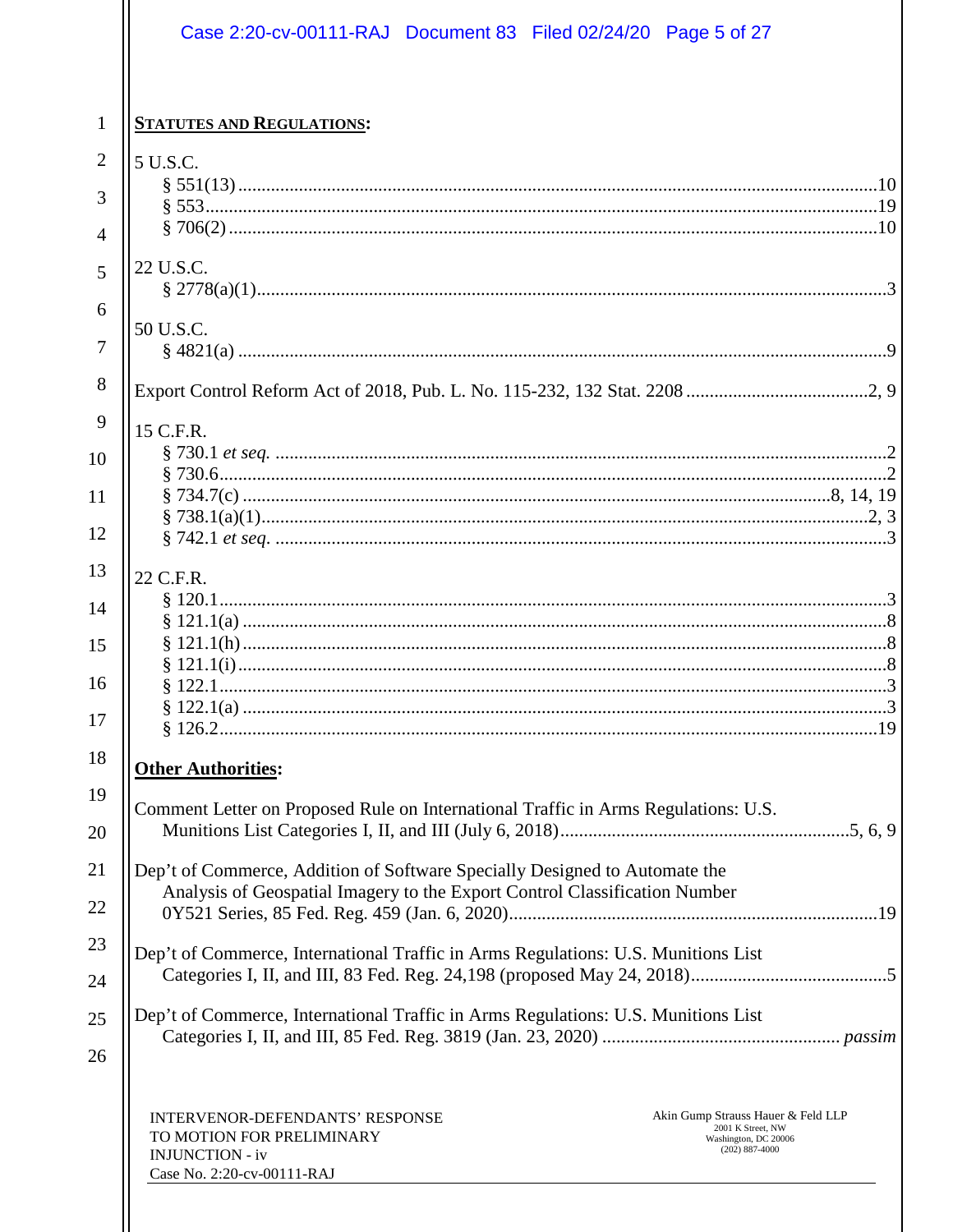**STATUTES AND REGULATIONS:**

5 U.S.C.
- § 551(13) .......... 10
- § 553 .......... 19
- § 706(2) .......... 10

22 U.S.C.
- § 2778(a)(1) .......... 3

50 U.S.C.
- § 4821(a) .......... 9

Export Control Reform Act of 2018, Pub. L. No. 115-232, 132 Stat. 2208 .......... 2, 9

15 C.F.R.
- § 730.1 *et seq.* .......... 2
- § 730.6 .......... 2
- § 734.7(c) .......... 8, 14, 19
- § 738.1(a)(1) .......... 2, 3
- § 742.1 *et seq.* .......... 3

22 C.F.R.
- § 120.1 .......... 3
- § 121.1(a) .......... 8
- § 121.1(h) .......... 8
- § 121.1(i) .......... 8
- § 122.1 .......... 3
- § 122.1(a) .......... 3
- § 126.2 .......... 19

**Other Authorities:**

Comment Letter on Proposed Rule on International Traffic in Arms Regulations: U.S. Munitions List Categories I, II, and III (July 6, 2018) .......... 5, 6, 9

Dep't of Commerce, Addition of Software Specially Designed to Automate the Analysis of Geospatial Imagery to the Export Control Classification Number 0Y521 Series, 85 Fed. Reg. 459 (Jan. 6, 2020) .......... 19

Dep't of Commerce, International Traffic in Arms Regulations: U.S. Munitions List Categories I, II, and III, 83 Fed. Reg. 24,198 (proposed May 24, 2018) .......... 5

Dep't of Commerce, International Traffic in Arms Regulations: U.S. Munitions List Categories I, II, and III, 85 Fed. Reg. 3819 (Jan. 23, 2020) .......... *passim*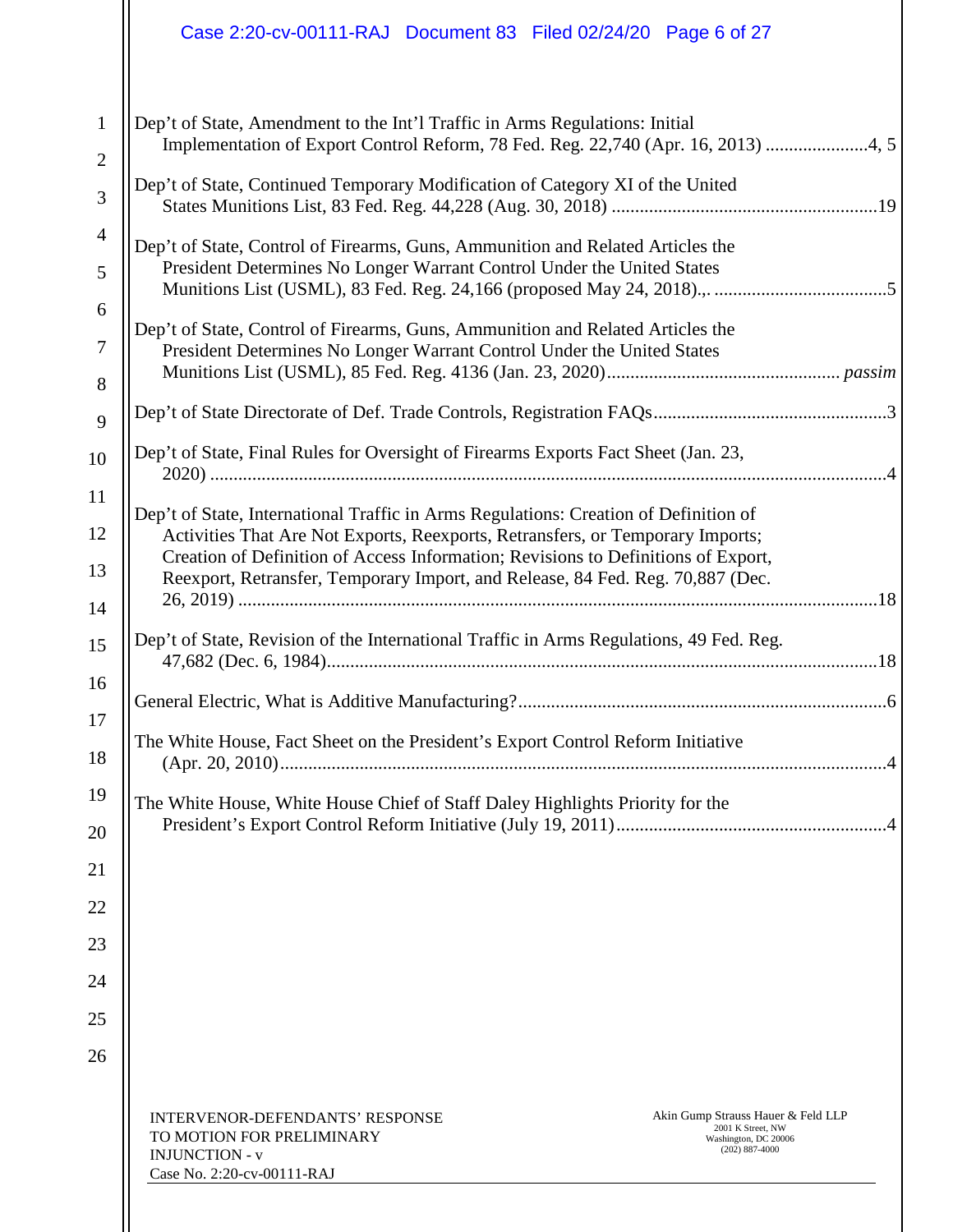Dep't of State, Amendment to the Int'l Traffic in Arms Regulations: Initial Implementation of Export Control Reform, 78 Fed. Reg. 22,740 (Apr. 16, 2013) ......................4, 5

Dep't of State, Continued Temporary Modification of Category XI of the United States Munitions List, 83 Fed. Reg. 44,228 (Aug. 30, 2018) .........................................................19

Dep't of State, Control of Firearms, Guns, Ammunition and Related Articles the President Determines No Longer Warrant Control Under the United States Munitions List (USML), 83 Fed. Reg. 24,166 (proposed May 24, 2018).,. .....................................5

Dep't of State, Control of Firearms, Guns, Ammunition and Related Articles the President Determines No Longer Warrant Control Under the United States Munitions List (USML), 85 Fed. Reg. 4136 (Jan. 23, 2020).................................................. *passim*

Dep't of State Directorate of Def. Trade Controls, Registration FAQs..................................................3

Dep't of State, Final Rules for Oversight of Firearms Exports Fact Sheet (Jan. 23, 2020) .................................................................................................................................4

Dep't of State, International Traffic in Arms Regulations: Creation of Definition of Activities That Are Not Exports, Reexports, Retransfers, or Temporary Imports; Creation of Definition of Access Information; Revisions to Definitions of Export, Reexport, Retransfer, Temporary Import, and Release, 84 Fed. Reg. 70,887 (Dec. 26, 2019) ........................................................................................................................18

Dep't of State, Revision of the International Traffic in Arms Regulations, 49 Fed. Reg. 47,682 (Dec. 6, 1984).....................................................................................................18

General Electric, What is Additive Manufacturing?..............................................................................6

The White House, Fact Sheet on the President's Export Control Reform Initiative (Apr. 20, 2010).................................................................................................................4

The White House, White House Chief of Staff Daley Highlights Priority for the President's Export Control Reform Initiative (July 19, 2011)..........................................................4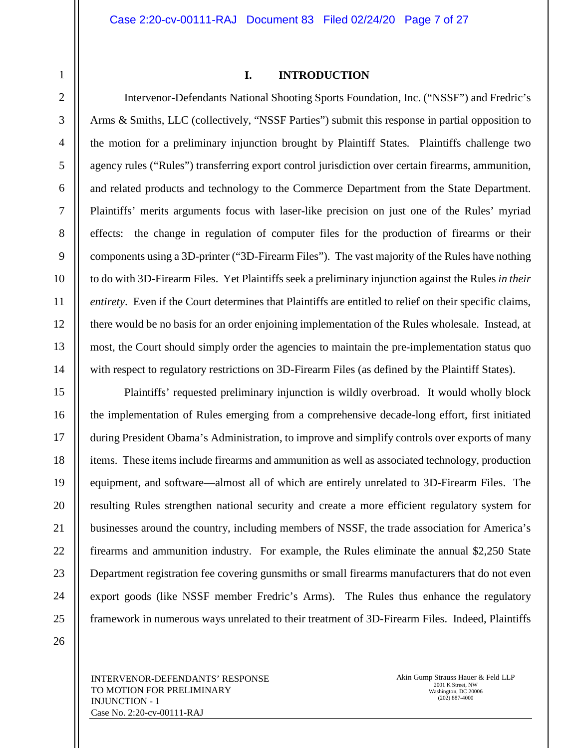## I. INTRODUCTION

Intervenor-Defendants National Shooting Sports Foundation, Inc. ("NSSF") and Fredric's Arms & Smiths, LLC (collectively, "NSSF Parties") submit this response in partial opposition to the motion for a preliminary injunction brought by Plaintiff States. Plaintiffs challenge two agency rules ("Rules") transferring export control jurisdiction over certain firearms, ammunition, and related products and technology to the Commerce Department from the State Department. Plaintiffs' merits arguments focus with laser-like precision on just one of the Rules' myriad effects: the change in regulation of computer files for the production of firearms or their components using a 3D-printer ("3D-Firearm Files"). The vast majority of the Rules have nothing to do with 3D-Firearm Files. Yet Plaintiffs seek a preliminary injunction against the Rules *in their entirety*. Even if the Court determines that Plaintiffs are entitled to relief on their specific claims, there would be no basis for an order enjoining implementation of the Rules wholesale. Instead, at most, the Court should simply order the agencies to maintain the pre-implementation status quo with respect to regulatory restrictions on 3D-Firearm Files (as defined by the Plaintiff States).

Plaintiffs' requested preliminary injunction is wildly overbroad. It would wholly block the implementation of Rules emerging from a comprehensive decade-long effort, first initiated during President Obama's Administration, to improve and simplify controls over exports of many items. These items include firearms and ammunition as well as associated technology, production equipment, and software—almost all of which are entirely unrelated to 3D-Firearm Files. The resulting Rules strengthen national security and create a more efficient regulatory system for businesses around the country, including members of NSSF, the trade association for America's firearms and ammunition industry. For example, the Rules eliminate the annual $2,250 State Department registration fee covering gunsmiths or small firearms manufacturers that do not even export goods (like NSSF member Fredric's Arms). The Rules thus enhance the regulatory framework in numerous ways unrelated to their treatment of 3D-Firearm Files. Indeed, Plaintiffs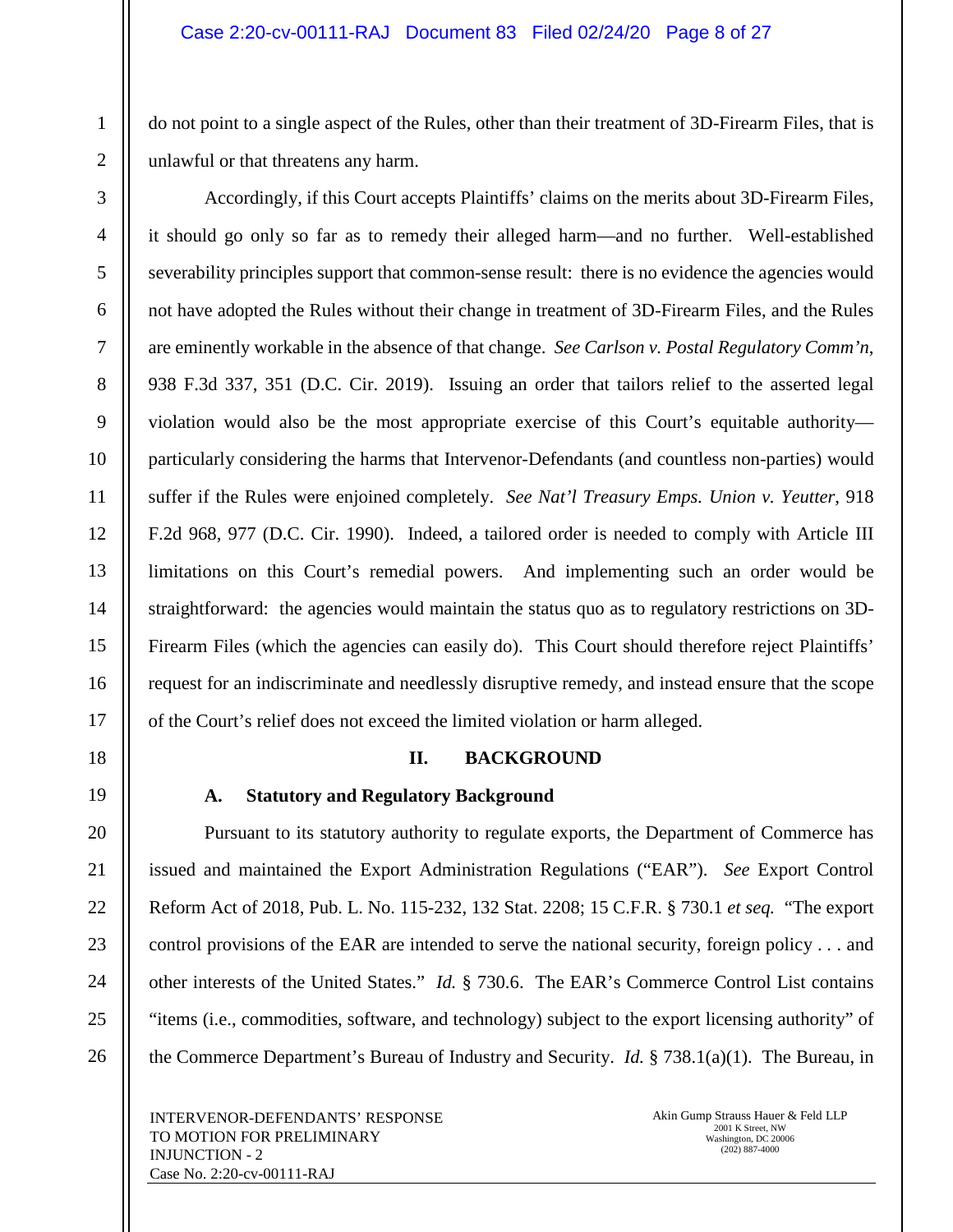do not point to a single aspect of the Rules, other than their treatment of 3D-Firearm Files, that is unlawful or that threatens any harm.

Accordingly, if this Court accepts Plaintiffs' claims on the merits about 3D-Firearm Files, it should go only so far as to remedy their alleged harm—and no further. Well-established severability principles support that common-sense result: there is no evidence the agencies would not have adopted the Rules without their change in treatment of 3D-Firearm Files, and the Rules are eminently workable in the absence of that change. *See Carlson v. Postal Regulatory Comm'n*, 938 F.3d 337, 351 (D.C. Cir. 2019). Issuing an order that tailors relief to the asserted legal violation would also be the most appropriate exercise of this Court's equitable authority—particularly considering the harms that Intervenor-Defendants (and countless non-parties) would suffer if the Rules were enjoined completely. *See Nat'l Treasury Emps. Union v. Yeutter*, 918 F.2d 968, 977 (D.C. Cir. 1990). Indeed, a tailored order is needed to comply with Article III limitations on this Court's remedial powers. And implementing such an order would be straightforward: the agencies would maintain the status quo as to regulatory restrictions on 3D-Firearm Files (which the agencies can easily do). This Court should therefore reject Plaintiffs' request for an indiscriminate and needlessly disruptive remedy, and instead ensure that the scope of the Court's relief does not exceed the limited violation or harm alleged.

## II. BACKGROUND

### A. Statutory and Regulatory Background

Pursuant to its statutory authority to regulate exports, the Department of Commerce has issued and maintained the Export Administration Regulations ("EAR"). *See* Export Control Reform Act of 2018, Pub. L. No. 115-232, 132 Stat. 2208; 15 C.F.R. § 730.1 *et seq.* "The export control provisions of the EAR are intended to serve the national security, foreign policy . . . and other interests of the United States." *Id.* § 730.6. The EAR's Commerce Control List contains "items (i.e., commodities, software, and technology) subject to the export licensing authority" of the Commerce Department's Bureau of Industry and Security. *Id.* § 738.1(a)(1). The Bureau, in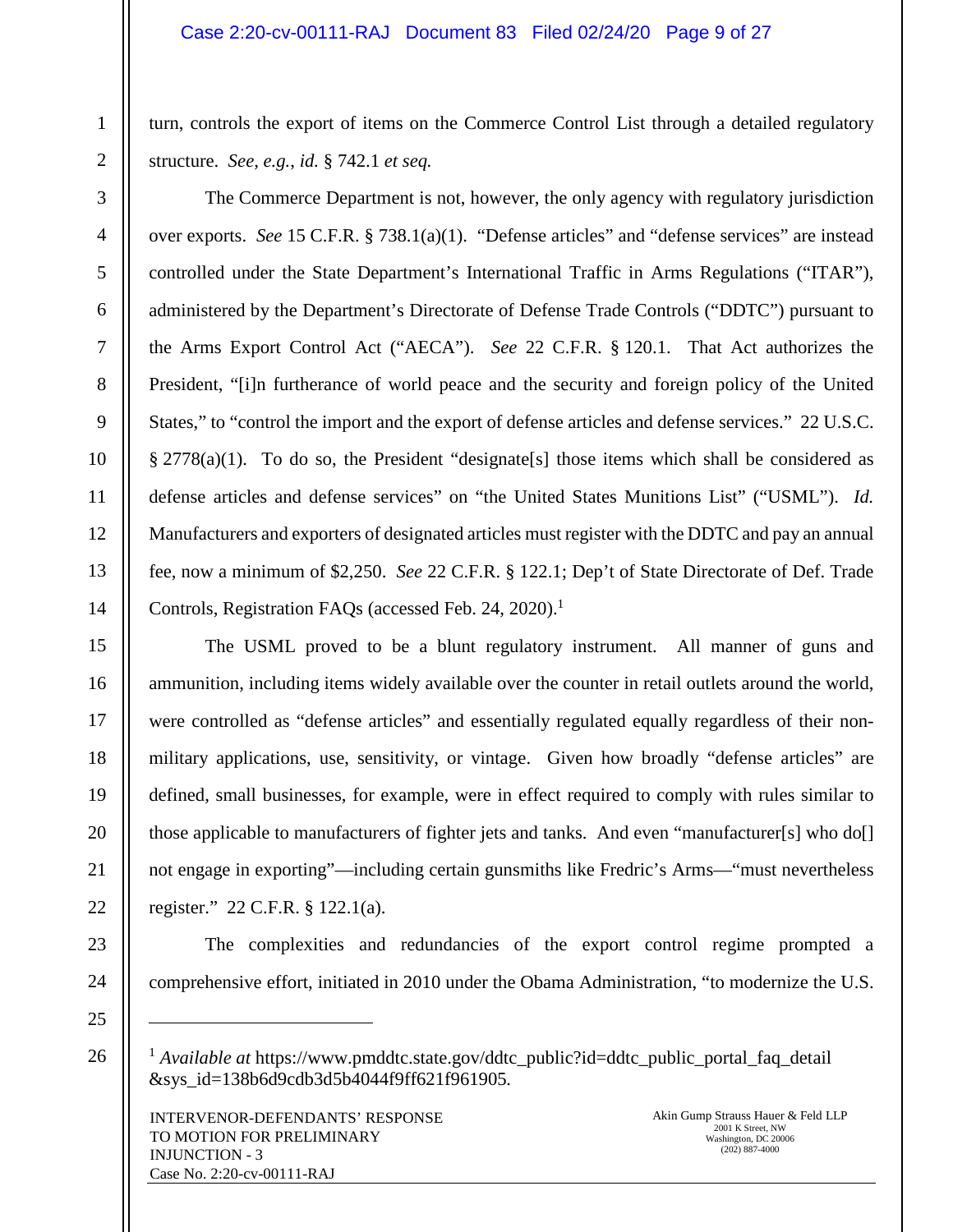turn, controls the export of items on the Commerce Control List through a detailed regulatory structure. *See, e.g.*, *id.* § 742.1 *et seq.*

The Commerce Department is not, however, the only agency with regulatory jurisdiction over exports. *See* 15 C.F.R. § 738.1(a)(1). "Defense articles" and "defense services" are instead controlled under the State Department's International Traffic in Arms Regulations ("ITAR"), administered by the Department's Directorate of Defense Trade Controls ("DDTC") pursuant to the Arms Export Control Act ("AECA"). *See* 22 C.F.R. § 120.1. That Act authorizes the President, "[i]n furtherance of world peace and the security and foreign policy of the United States," to "control the import and the export of defense articles and defense services." 22 U.S.C. § 2778(a)(1). To do so, the President "designate[s] those items which shall be considered as defense articles and defense services" on "the United States Munitions List" ("USML"). *Id.* Manufacturers and exporters of designated articles must register with the DDTC and pay an annual fee, now a minimum of $2,250. *See* 22 C.F.R. § 122.1; Dep't of State Directorate of Def. Trade Controls, Registration FAQs (accessed Feb. 24, 2020).[1]

The USML proved to be a blunt regulatory instrument. All manner of guns and ammunition, including items widely available over the counter in retail outlets around the world, were controlled as "defense articles" and essentially regulated equally regardless of their non-military applications, use, sensitivity, or vintage. Given how broadly "defense articles" are defined, small businesses, for example, were in effect required to comply with rules similar to those applicable to manufacturers of fighter jets and tanks. And even "manufacturer[s] who do[] not engage in exporting"—including certain gunsmiths like Fredric's Arms—"must nevertheless register." 22 C.F.R. § 122.1(a).

The complexities and redundancies of the export control regime prompted a comprehensive effort, initiated in 2010 under the Obama Administration, "to modernize the U.S.

---

[1] *Available at* https://www.pmddtc.state.gov/ddtc_public?id=ddtc_public_portal_faq_detail&sys_id=138b6d9cdb3d5b4044f9ff621f961905.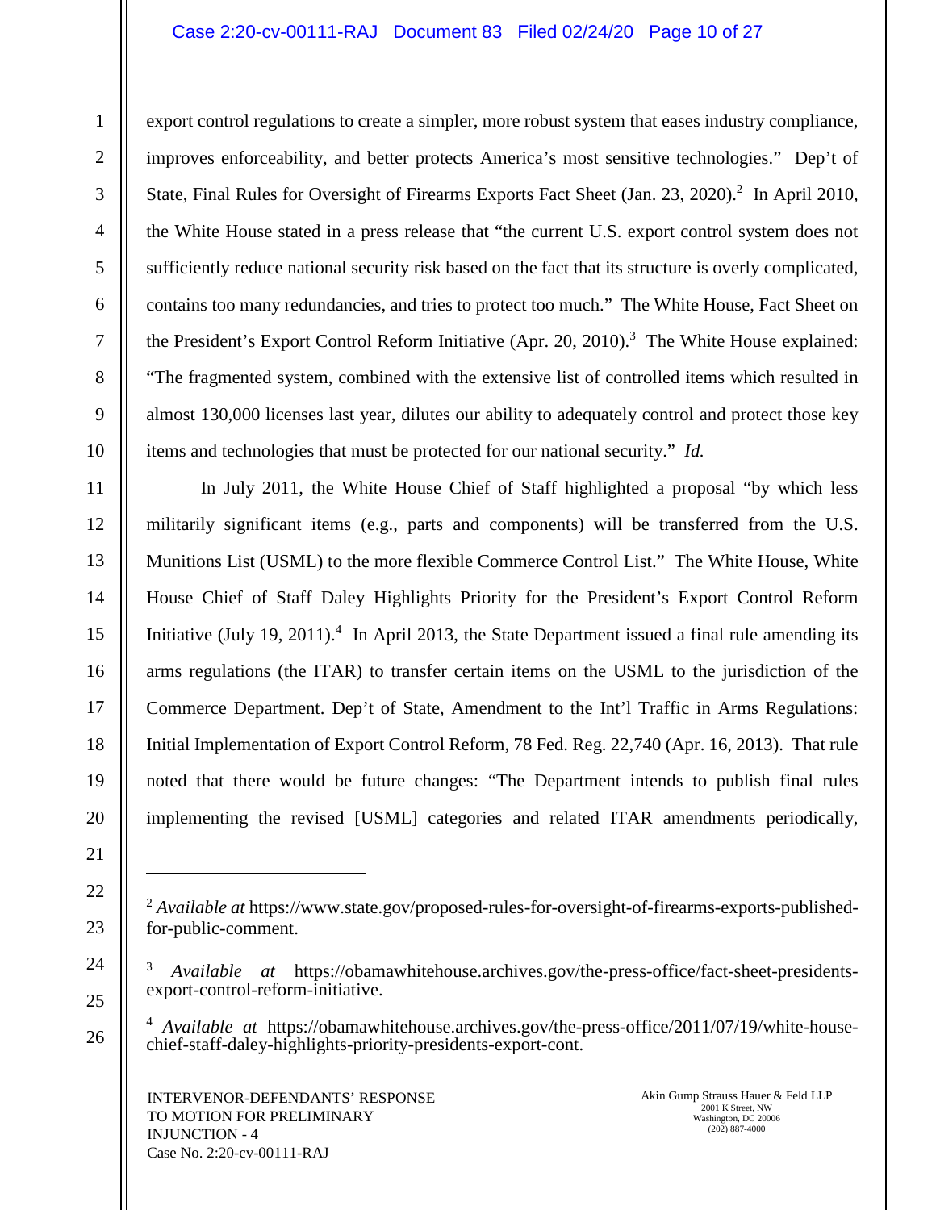export control regulations to create a simpler, more robust system that eases industry compliance, improves enforceability, and better protects America's most sensitive technologies." Dep't of State, Final Rules for Oversight of Firearms Exports Fact Sheet (Jan. 23, 2020).[2] In April 2010, the White House stated in a press release that "the current U.S. export control system does not sufficiently reduce national security risk based on the fact that its structure is overly complicated, contains too many redundancies, and tries to protect too much." The White House, Fact Sheet on the President's Export Control Reform Initiative (Apr. 20, 2010).[3] The White House explained: "The fragmented system, combined with the extensive list of controlled items which resulted in almost 130,000 licenses last year, dilutes our ability to adequately control and protect those key items and technologies that must be protected for our national security." *Id.*

In July 2011, the White House Chief of Staff highlighted a proposal "by which less militarily significant items (e.g., parts and components) will be transferred from the U.S. Munitions List (USML) to the more flexible Commerce Control List." The White House, White House Chief of Staff Daley Highlights Priority for the President's Export Control Reform Initiative (July 19, 2011).[4] In April 2013, the State Department issued a final rule amending its arms regulations (the ITAR) to transfer certain items on the USML to the jurisdiction of the Commerce Department. Dep't of State, Amendment to the Int'l Traffic in Arms Regulations: Initial Implementation of Export Control Reform, 78 Fed. Reg. 22,740 (Apr. 16, 2013). That rule noted that there would be future changes: "The Department intends to publish final rules implementing the revised [USML] categories and related ITAR amendments periodically,

---

[2] *Available at* https://www.state.gov/proposed-rules-for-oversight-of-firearms-exports-published-for-public-comment.

[3] *Available at* https://obamawhitehouse.archives.gov/the-press-office/fact-sheet-presidents-export-control-reform-initiative.

[4] *Available at* https://obamawhitehouse.archives.gov/the-press-office/2011/07/19/white-house-chief-staff-daley-highlights-priority-presidents-export-cont.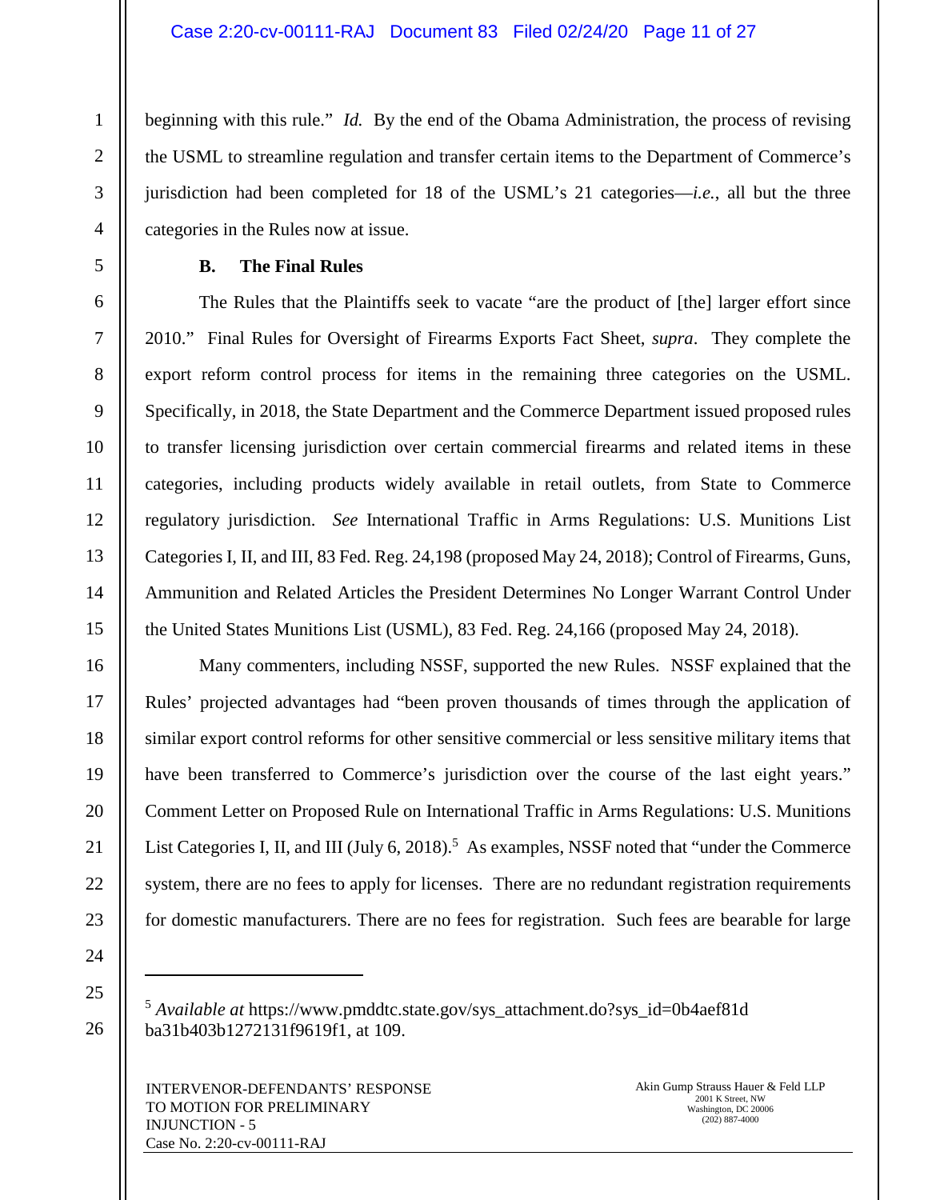beginning with this rule." *Id.* By the end of the Obama Administration, the process of revising the USML to streamline regulation and transfer certain items to the Department of Commerce's jurisdiction had been completed for 18 of the USML's 21 categories—*i.e.*, all but the three categories in the Rules now at issue.

**B. The Final Rules**

The Rules that the Plaintiffs seek to vacate "are the product of [the] larger effort since 2010." Final Rules for Oversight of Firearms Exports Fact Sheet, *supra*. They complete the export reform control process for items in the remaining three categories on the USML. Specifically, in 2018, the State Department and the Commerce Department issued proposed rules to transfer licensing jurisdiction over certain commercial firearms and related items in these categories, including products widely available in retail outlets, from State to Commerce regulatory jurisdiction. *See* International Traffic in Arms Regulations: U.S. Munitions List Categories I, II, and III, 83 Fed. Reg. 24,198 (proposed May 24, 2018); Control of Firearms, Guns, Ammunition and Related Articles the President Determines No Longer Warrant Control Under the United States Munitions List (USML), 83 Fed. Reg. 24,166 (proposed May 24, 2018).

Many commenters, including NSSF, supported the new Rules. NSSF explained that the Rules' projected advantages had "been proven thousands of times through the application of similar export control reforms for other sensitive commercial or less sensitive military items that have been transferred to Commerce's jurisdiction over the course of the last eight years." Comment Letter on Proposed Rule on International Traffic in Arms Regulations: U.S. Munitions List Categories I, II, and III (July 6, 2018).[5] As examples, NSSF noted that "under the Commerce system, there are no fees to apply for licenses. There are no redundant registration requirements for domestic manufacturers. There are no fees for registration. Such fees are bearable for large

---

[5] *Available at* https://www.pmddtc.state.gov/sys_attachment.do?sys_id=0b4aef81d ba31b403b1272131f9619f1, at 109.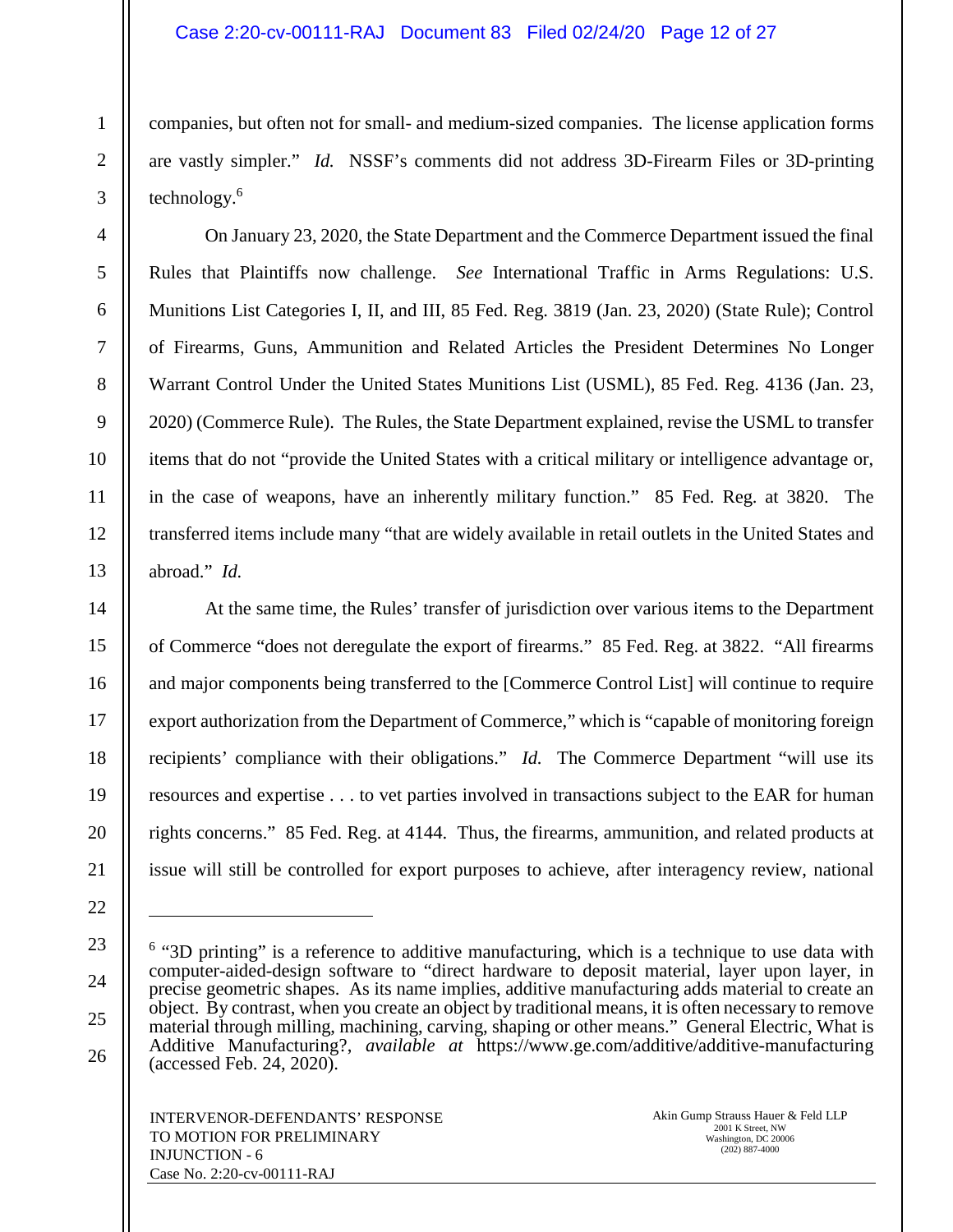companies, but often not for small- and medium-sized companies. The license application forms are vastly simpler." *Id.* NSSF's comments did not address 3D-Firearm Files or 3D-printing technology.[6]

On January 23, 2020, the State Department and the Commerce Department issued the final Rules that Plaintiffs now challenge. *See* International Traffic in Arms Regulations: U.S. Munitions List Categories I, II, and III, 85 Fed. Reg. 3819 (Jan. 23, 2020) (State Rule); Control of Firearms, Guns, Ammunition and Related Articles the President Determines No Longer Warrant Control Under the United States Munitions List (USML), 85 Fed. Reg. 4136 (Jan. 23, 2020) (Commerce Rule). The Rules, the State Department explained, revise the USML to transfer items that do not "provide the United States with a critical military or intelligence advantage or, in the case of weapons, have an inherently military function." 85 Fed. Reg. at 3820. The transferred items include many "that are widely available in retail outlets in the United States and abroad." *Id.*

At the same time, the Rules' transfer of jurisdiction over various items to the Department of Commerce "does not deregulate the export of firearms." 85 Fed. Reg. at 3822. "All firearms and major components being transferred to the [Commerce Control List] will continue to require export authorization from the Department of Commerce," which is "capable of monitoring foreign recipients' compliance with their obligations." *Id.* The Commerce Department "will use its resources and expertise . . . to vet parties involved in transactions subject to the EAR for human rights concerns." 85 Fed. Reg. at 4144. Thus, the firearms, ammunition, and related products at issue will still be controlled for export purposes to achieve, after interagency review, national

---

[6] "3D printing" is a reference to additive manufacturing, which is a technique to use data with computer-aided-design software to "direct hardware to deposit material, layer upon layer, in precise geometric shapes. As its name implies, additive manufacturing adds material to create an object. By contrast, when you create an object by traditional means, it is often necessary to remove material through milling, machining, carving, shaping or other means." General Electric, What is Additive Manufacturing?, *available at* https://www.ge.com/additive/additive-manufacturing (accessed Feb. 24, 2020).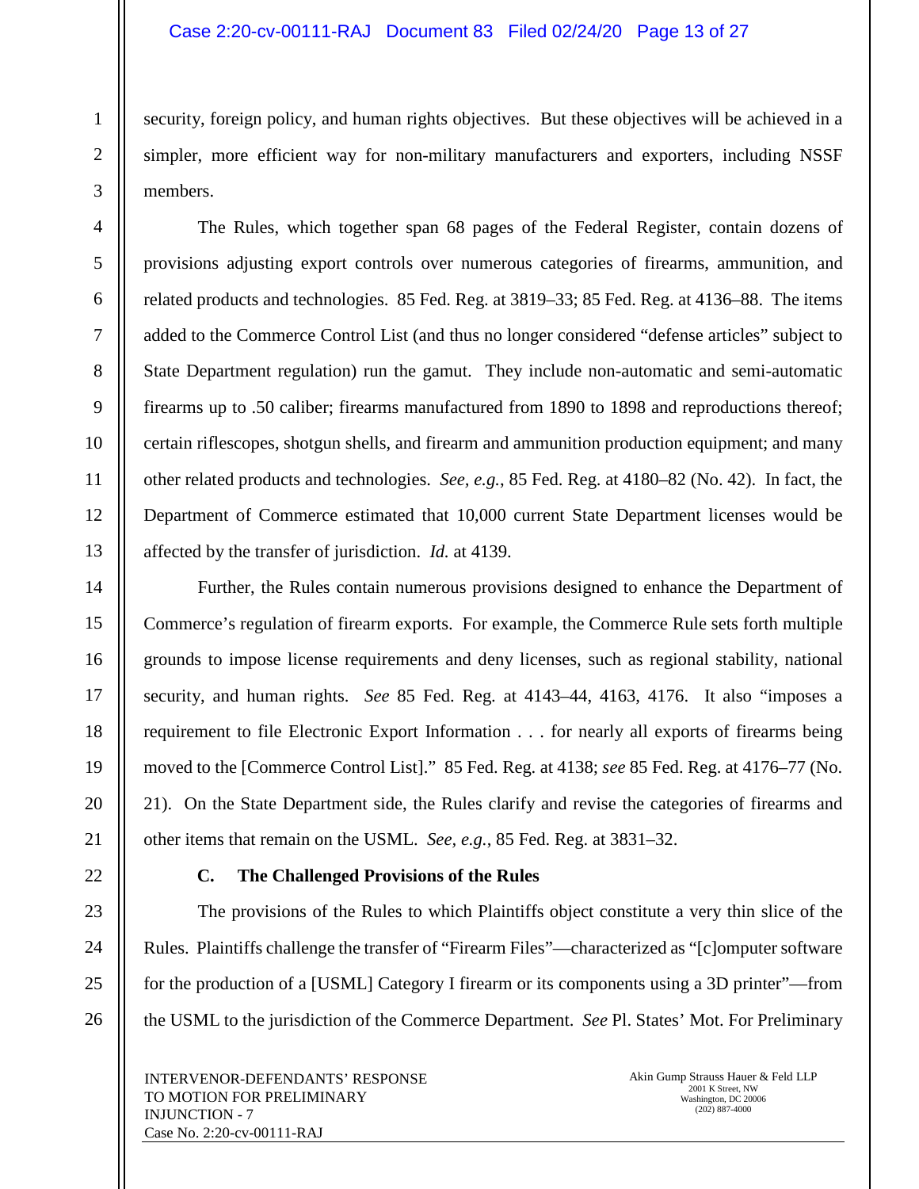security, foreign policy, and human rights objectives. But these objectives will be achieved in a simpler, more efficient way for non-military manufacturers and exporters, including NSSF members.

The Rules, which together span 68 pages of the Federal Register, contain dozens of provisions adjusting export controls over numerous categories of firearms, ammunition, and related products and technologies. 85 Fed. Reg. at 3819–33; 85 Fed. Reg. at 4136–88. The items added to the Commerce Control List (and thus no longer considered "defense articles" subject to State Department regulation) run the gamut. They include non-automatic and semi-automatic firearms up to .50 caliber; firearms manufactured from 1890 to 1898 and reproductions thereof; certain riflescopes, shotgun shells, and firearm and ammunition production equipment; and many other related products and technologies. *See, e.g.*, 85 Fed. Reg. at 4180–82 (No. 42). In fact, the Department of Commerce estimated that 10,000 current State Department licenses would be affected by the transfer of jurisdiction. *Id.* at 4139.

Further, the Rules contain numerous provisions designed to enhance the Department of Commerce's regulation of firearm exports. For example, the Commerce Rule sets forth multiple grounds to impose license requirements and deny licenses, such as regional stability, national security, and human rights. *See* 85 Fed. Reg. at 4143–44, 4163, 4176. It also "imposes a requirement to file Electronic Export Information . . . for nearly all exports of firearms being moved to the [Commerce Control List]." 85 Fed. Reg. at 4138; *see* 85 Fed. Reg. at 4176–77 (No. 21). On the State Department side, the Rules clarify and revise the categories of firearms and other items that remain on the USML. *See, e.g.*, 85 Fed. Reg. at 3831–32.

### C. The Challenged Provisions of the Rules

The provisions of the Rules to which Plaintiffs object constitute a very thin slice of the Rules. Plaintiffs challenge the transfer of "Firearm Files"—characterized as "[c]omputer software for the production of a [USML] Category I firearm or its components using a 3D printer"—from the USML to the jurisdiction of the Commerce Department. *See* Pl. States' Mot. For Preliminary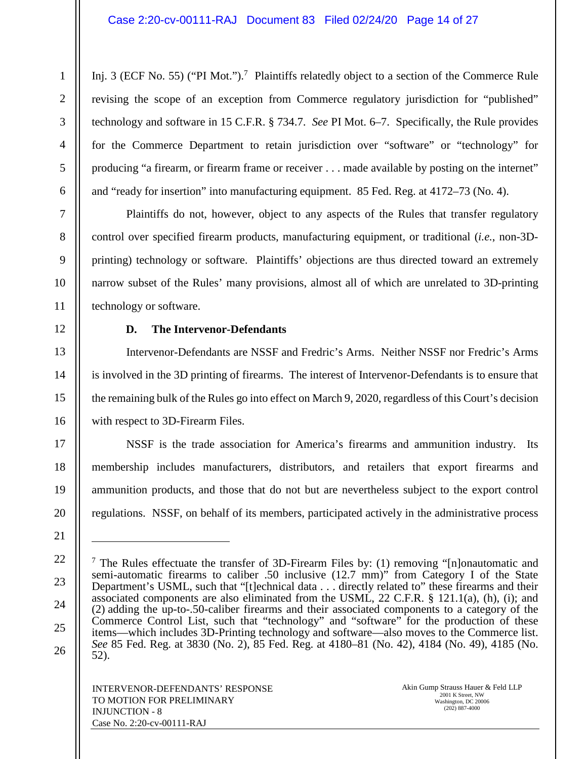Inj. 3 (ECF No. 55) ("PI Mot.").[7] Plaintiffs relatedly object to a section of the Commerce Rule revising the scope of an exception from Commerce regulatory jurisdiction for "published" technology and software in 15 C.F.R. § 734.7. *See* PI Mot. 6–7. Specifically, the Rule provides for the Commerce Department to retain jurisdiction over "software" or "technology" for producing "a firearm, or firearm frame or receiver . . . made available by posting on the internet" and "ready for insertion" into manufacturing equipment. 85 Fed. Reg. at 4172–73 (No. 4).

Plaintiffs do not, however, object to any aspects of the Rules that transfer regulatory control over specified firearm products, manufacturing equipment, or traditional (*i.e.*, non-3D-printing) technology or software. Plaintiffs' objections are thus directed toward an extremely narrow subset of the Rules' many provisions, almost all of which are unrelated to 3D-printing technology or software.

### D. The Intervenor-Defendants

Intervenor-Defendants are NSSF and Fredric's Arms. Neither NSSF nor Fredric's Arms is involved in the 3D printing of firearms. The interest of Intervenor-Defendants is to ensure that the remaining bulk of the Rules go into effect on March 9, 2020, regardless of this Court's decision with respect to 3D-Firearm Files.

NSSF is the trade association for America's firearms and ammunition industry. Its membership includes manufacturers, distributors, and retailers that export firearms and ammunition products, and those that do not but are nevertheless subject to the export control regulations. NSSF, on behalf of its members, participated actively in the administrative process

---

[7] The Rules effectuate the transfer of 3D-Firearm Files by: (1) removing "[n]onautomatic and semi-automatic firearms to caliber .50 inclusive (12.7 mm)" from Category I of the State Department's USML, such that "[t]echnical data . . . directly related to" these firearms and their associated components are also eliminated from the USML, 22 C.F.R. § 121.1(a), (h), (i); and (2) adding the up-to-.50-caliber firearms and their associated components to a category of the Commerce Control List, such that "technology" and "software" for the production of these items—which includes 3D-Printing technology and software—also moves to the Commerce list. *See* 85 Fed. Reg. at 3830 (No. 2), 85 Fed. Reg. at 4180–81 (No. 42), 4184 (No. 49), 4185 (No. 52).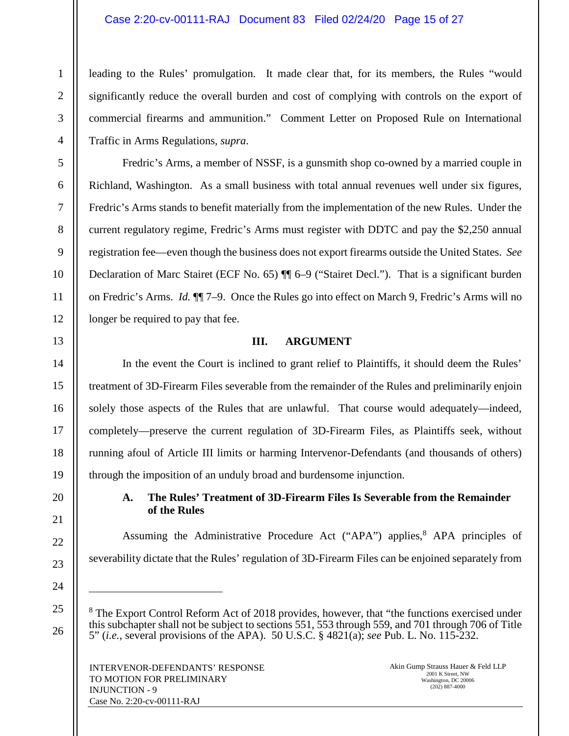leading to the Rules' promulgation. It made clear that, for its members, the Rules "would significantly reduce the overall burden and cost of complying with controls on the export of commercial firearms and ammunition." Comment Letter on Proposed Rule on International Traffic in Arms Regulations, *supra*.

Fredric's Arms, a member of NSSF, is a gunsmith shop co-owned by a married couple in Richland, Washington. As a small business with total annual revenues well under six figures, Fredric's Arms stands to benefit materially from the implementation of the new Rules. Under the current regulatory regime, Fredric's Arms must register with DDTC and pay the $2,250 annual registration fee—even though the business does not export firearms outside the United States. *See* Declaration of Marc Stairet (ECF No. 65) ¶¶ 6–9 ("Stairet Decl."). That is a significant burden on Fredric's Arms. *Id.* ¶¶ 7–9. Once the Rules go into effect on March 9, Fredric's Arms will no longer be required to pay that fee.

## III. ARGUMENT

In the event the Court is inclined to grant relief to Plaintiffs, it should deem the Rules' treatment of 3D-Firearm Files severable from the remainder of the Rules and preliminarily enjoin solely those aspects of the Rules that are unlawful. That course would adequately—indeed, completely—preserve the current regulation of 3D-Firearm Files, as Plaintiffs seek, without running afoul of Article III limits or harming Intervenor-Defendants (and thousands of others) through the imposition of an unduly broad and burdensome injunction.

### A. The Rules' Treatment of 3D-Firearm Files Is Severable from the Remainder of the Rules

Assuming the Administrative Procedure Act ("APA") applies,[8] APA principles of severability dictate that the Rules' regulation of 3D-Firearm Files can be enjoined separately from

[8] The Export Control Reform Act of 2018 provides, however, that "the functions exercised under this subchapter shall not be subject to sections 551, 553 through 559, and 701 through 706 of Title 5" (*i.e.*, several provisions of the APA). 50 U.S.C. § 4821(a); *see* Pub. L. No. 115-232.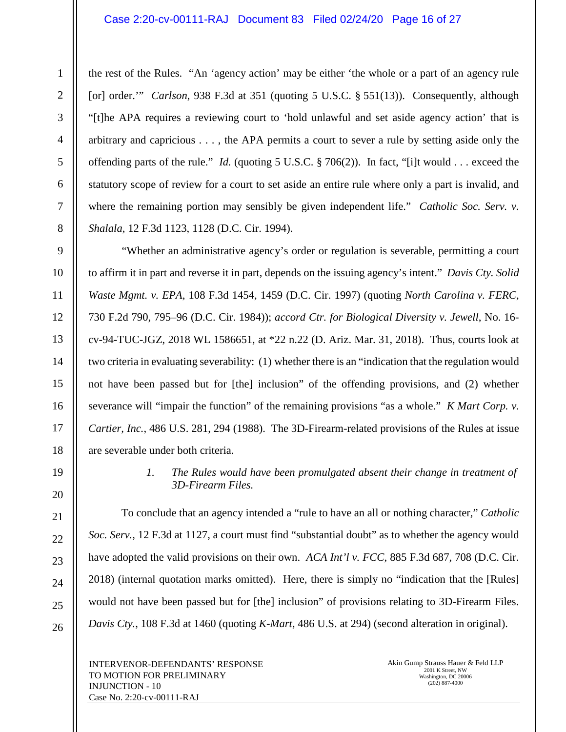the rest of the Rules. "An 'agency action' may be either 'the whole or a part of an agency rule [or] order.'" *Carlson*, 938 F.3d at 351 (quoting 5 U.S.C. § 551(13)). Consequently, although "[t]he APA requires a reviewing court to 'hold unlawful and set aside agency action' that is arbitrary and capricious . . . , the APA permits a court to sever a rule by setting aside only the offending parts of the rule." *Id.* (quoting 5 U.S.C. § 706(2)). In fact, "[i]t would . . . exceed the statutory scope of review for a court to set aside an entire rule where only a part is invalid, and where the remaining portion may sensibly be given independent life." *Catholic Soc. Serv. v. Shalala*, 12 F.3d 1123, 1128 (D.C. Cir. 1994).

"Whether an administrative agency's order or regulation is severable, permitting a court to affirm it in part and reverse it in part, depends on the issuing agency's intent." *Davis Cty. Solid Waste Mgmt. v. EPA*, 108 F.3d 1454, 1459 (D.C. Cir. 1997) (quoting *North Carolina v. FERC*, 730 F.2d 790, 795–96 (D.C. Cir. 1984)); *accord Ctr. for Biological Diversity v. Jewell*, No. 16-cv-94-TUC-JGZ, 2018 WL 1586651, at *22 n.22 (D. Ariz. Mar. 31, 2018). Thus, courts look at two criteria in evaluating severability: (1) whether there is an "indication that the regulation would not have been passed but for [the] inclusion" of the offending provisions, and (2) whether severance will "impair the function" of the remaining provisions "as a whole." *K Mart Corp. v. Cartier, Inc.*, 486 U.S. 281, 294 (1988). The 3D-Firearm-related provisions of the Rules at issue are severable under both criteria.

*1. The Rules would have been promulgated absent their change in treatment of 3D-Firearm Files.*

To conclude that an agency intended a "rule to have an all or nothing character," *Catholic Soc. Serv.*, 12 F.3d at 1127, a court must find "substantial doubt" as to whether the agency would have adopted the valid provisions on their own. *ACA Int'l v. FCC*, 885 F.3d 687, 708 (D.C. Cir. 2018) (internal quotation marks omitted). Here, there is simply no "indication that the [Rules] would not have been passed but for [the] inclusion" of provisions relating to 3D-Firearm Files. *Davis Cty.*, 108 F.3d at 1460 (quoting *K-Mart*, 486 U.S. at 294) (second alteration in original).

INTERVENOR-DEFENDANTS' RESPONSE TO MOTION FOR PRELIMINARY INJUNCTION - 10
Case No. 2:20-cv-00111-RAJ

Akin Gump Strauss Hauer & Feld LLP
2001 K Street, NW
Washington, DC 20006
(202) 887-4000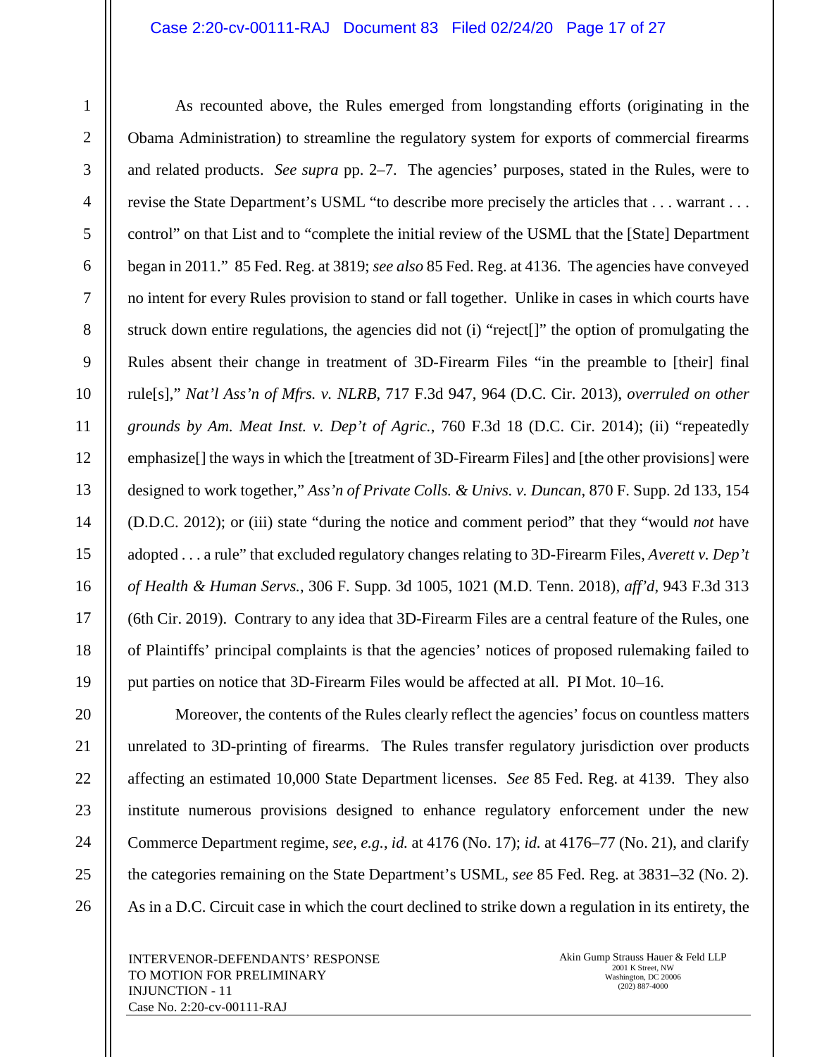As recounted above, the Rules emerged from longstanding efforts (originating in the Obama Administration) to streamline the regulatory system for exports of commercial firearms and related products. *See supra* pp. 2–7. The agencies' purposes, stated in the Rules, were to revise the State Department's USML "to describe more precisely the articles that . . . warrant . . . control" on that List and to "complete the initial review of the USML that the [State] Department began in 2011." 85 Fed. Reg. at 3819; *see also* 85 Fed. Reg. at 4136. The agencies have conveyed no intent for every Rules provision to stand or fall together. Unlike in cases in which courts have struck down entire regulations, the agencies did not (i) "reject[]" the option of promulgating the Rules absent their change in treatment of 3D-Firearm Files "in the preamble to [their] final rule[s]," *Nat'l Ass'n of Mfrs. v. NLRB*, 717 F.3d 947, 964 (D.C. Cir. 2013), *overruled on other grounds by Am. Meat Inst. v. Dep't of Agric.*, 760 F.3d 18 (D.C. Cir. 2014); (ii) "repeatedly emphasize[] the ways in which the [treatment of 3D-Firearm Files] and [the other provisions] were designed to work together," *Ass'n of Private Colls. & Univs. v. Duncan*, 870 F. Supp. 2d 133, 154 (D.D.C. 2012); or (iii) state "during the notice and comment period" that they "would *not* have adopted . . . a rule" that excluded regulatory changes relating to 3D-Firearm Files, *Averett v. Dep't of Health & Human Servs.*, 306 F. Supp. 3d 1005, 1021 (M.D. Tenn. 2018), *aff'd*, 943 F.3d 313 (6th Cir. 2019). Contrary to any idea that 3D-Firearm Files are a central feature of the Rules, one of Plaintiffs' principal complaints is that the agencies' notices of proposed rulemaking failed to put parties on notice that 3D-Firearm Files would be affected at all. PI Mot. 10–16.

Moreover, the contents of the Rules clearly reflect the agencies' focus on countless matters unrelated to 3D-printing of firearms. The Rules transfer regulatory jurisdiction over products affecting an estimated 10,000 State Department licenses. *See* 85 Fed. Reg. at 4139. They also institute numerous provisions designed to enhance regulatory enforcement under the new Commerce Department regime, *see, e.g.*, *id.* at 4176 (No. 17); *id.* at 4176–77 (No. 21), and clarify the categories remaining on the State Department's USML, *see* 85 Fed. Reg. at 3831–32 (No. 2). As in a D.C. Circuit case in which the court declined to strike down a regulation in its entirety, the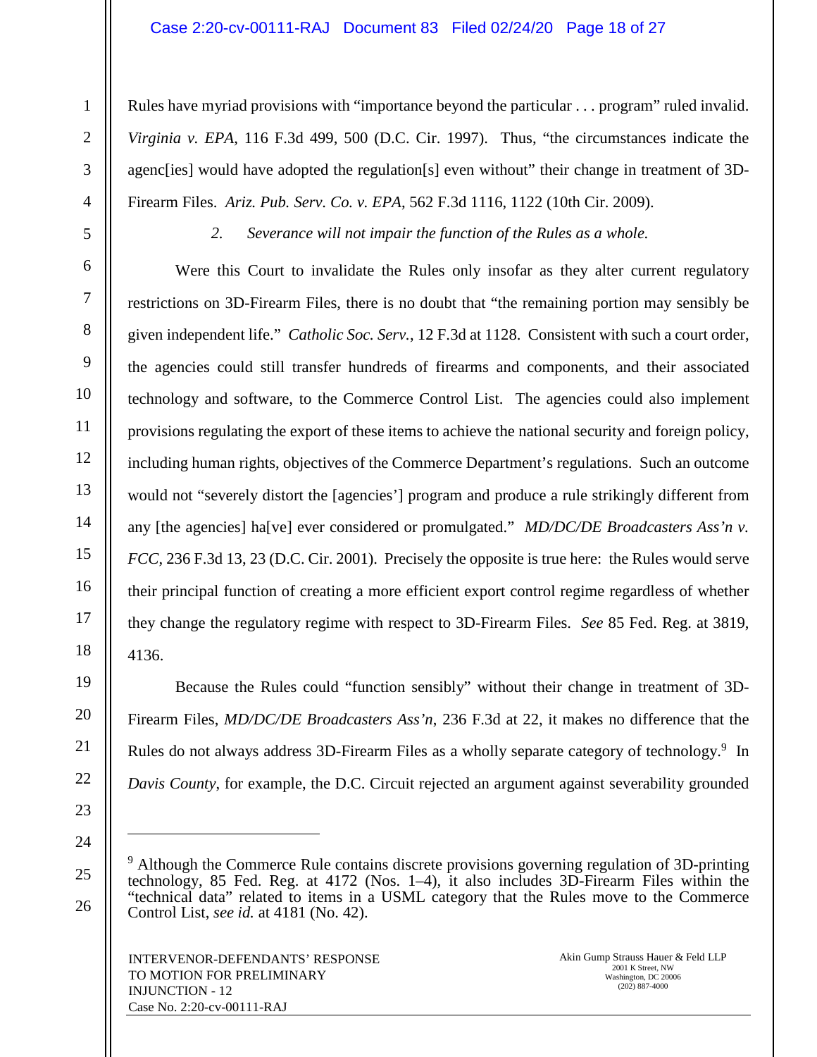Rules have myriad provisions with "importance beyond the particular . . . program" ruled invalid. *Virginia v. EPA*, 116 F.3d 499, 500 (D.C. Cir. 1997). Thus, "the circumstances indicate the agenc[ies] would have adopted the regulation[s] even without" their change in treatment of 3D-Firearm Files. *Ariz. Pub. Serv. Co. v. EPA*, 562 F.3d 1116, 1122 (10th Cir. 2009).

*2. Severance will not impair the function of the Rules as a whole.*

Were this Court to invalidate the Rules only insofar as they alter current regulatory restrictions on 3D-Firearm Files, there is no doubt that "the remaining portion may sensibly be given independent life." *Catholic Soc. Serv.*, 12 F.3d at 1128. Consistent with such a court order, the agencies could still transfer hundreds of firearms and components, and their associated technology and software, to the Commerce Control List. The agencies could also implement provisions regulating the export of these items to achieve the national security and foreign policy, including human rights, objectives of the Commerce Department's regulations. Such an outcome would not "severely distort the [agencies'] program and produce a rule strikingly different from any [the agencies] ha[ve] ever considered or promulgated." *MD/DC/DE Broadcasters Ass'n v. FCC*, 236 F.3d 13, 23 (D.C. Cir. 2001). Precisely the opposite is true here: the Rules would serve their principal function of creating a more efficient export control regime regardless of whether they change the regulatory regime with respect to 3D-Firearm Files. *See* 85 Fed. Reg. at 3819, 4136.

Because the Rules could "function sensibly" without their change in treatment of 3D-Firearm Files, *MD/DC/DE Broadcasters Ass'n*, 236 F.3d at 22, it makes no difference that the Rules do not always address 3D-Firearm Files as a wholly separate category of technology.[9] In *Davis County*, for example, the D.C. Circuit rejected an argument against severability grounded

---

[9] Although the Commerce Rule contains discrete provisions governing regulation of 3D-printing technology, 85 Fed. Reg. at 4172 (Nos. 1–4), it also includes 3D-Firearm Files within the "technical data" related to items in a USML category that the Rules move to the Commerce Control List, *see id.* at 4181 (No. 42).

INTERVENOR-DEFENDANTS' RESPONSE TO MOTION FOR PRELIMINARY INJUNCTION - 12
Case No. 2:20-cv-00111-RAJ

Akin Gump Strauss Hauer & Feld LLP
2001 K Street, NW
Washington, DC 20006
(202) 887-4000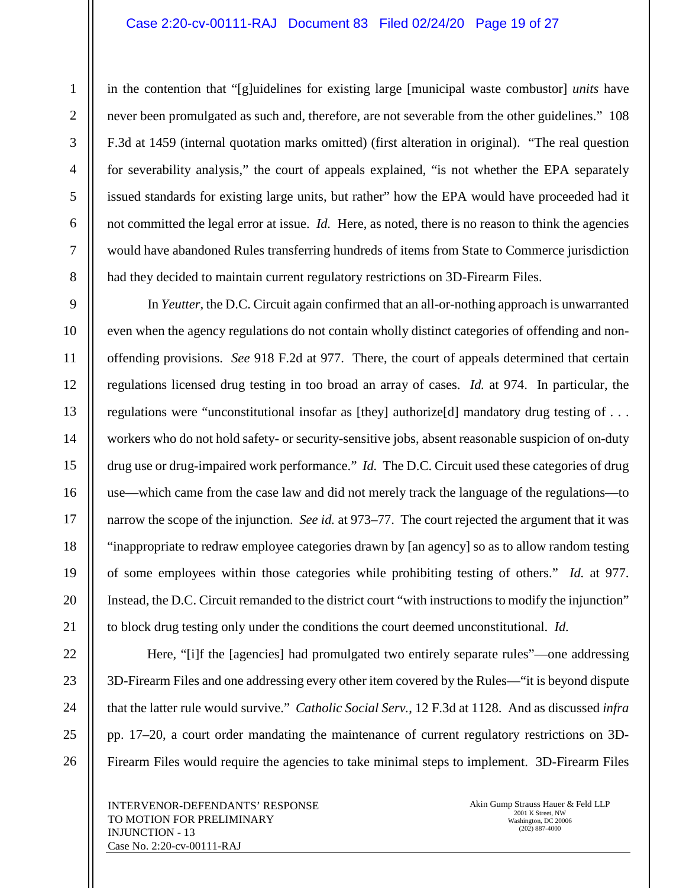in the contention that "[g]uidelines for existing large [municipal waste combustor] *units* have never been promulgated as such and, therefore, are not severable from the other guidelines." 108 F.3d at 1459 (internal quotation marks omitted) (first alteration in original). "The real question for severability analysis," the court of appeals explained, "is not whether the EPA separately issued standards for existing large units, but rather" how the EPA would have proceeded had it not committed the legal error at issue. *Id.* Here, as noted, there is no reason to think the agencies would have abandoned Rules transferring hundreds of items from State to Commerce jurisdiction had they decided to maintain current regulatory restrictions on 3D-Firearm Files.

In *Yeutter,* the D.C. Circuit again confirmed that an all-or-nothing approach is unwarranted even when the agency regulations do not contain wholly distinct categories of offending and non-offending provisions. *See* 918 F.2d at 977. There, the court of appeals determined that certain regulations licensed drug testing in too broad an array of cases. *Id.* at 974. In particular, the regulations were "unconstitutional insofar as [they] authorize[d] mandatory drug testing of . . . workers who do not hold safety- or security-sensitive jobs, absent reasonable suspicion of on-duty drug use or drug-impaired work performance." *Id.* The D.C. Circuit used these categories of drug use—which came from the case law and did not merely track the language of the regulations—to narrow the scope of the injunction. *See id.* at 973–77. The court rejected the argument that it was "inappropriate to redraw employee categories drawn by [an agency] so as to allow random testing of some employees within those categories while prohibiting testing of others." *Id.* at 977. Instead, the D.C. Circuit remanded to the district court "with instructions to modify the injunction" to block drug testing only under the conditions the court deemed unconstitutional. *Id.*

Here, "[i]f the [agencies] had promulgated two entirely separate rules"—one addressing 3D-Firearm Files and one addressing every other item covered by the Rules—"it is beyond dispute that the latter rule would survive." *Catholic Social Serv.*, 12 F.3d at 1128. And as discussed *infra* pp. 17–20, a court order mandating the maintenance of current regulatory restrictions on 3D-Firearm Files would require the agencies to take minimal steps to implement. 3D-Firearm Files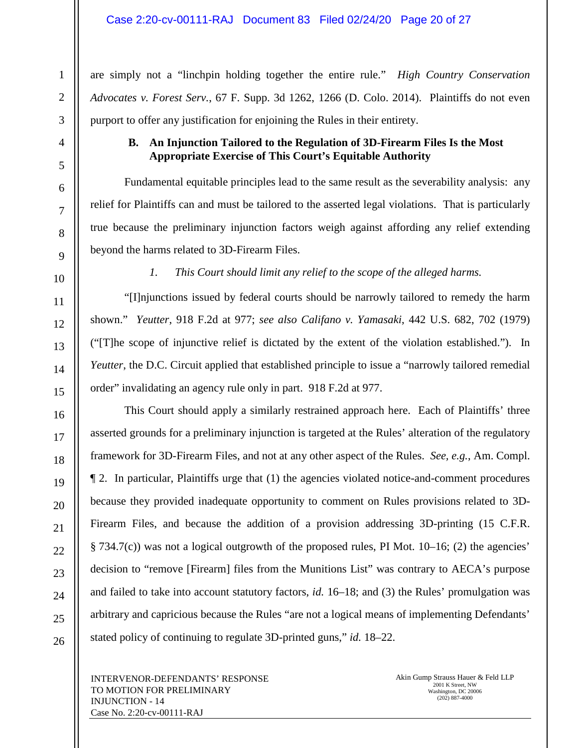are simply not a "linchpin holding together the entire rule." *High Country Conservation Advocates v. Forest Serv.*, 67 F. Supp. 3d 1262, 1266 (D. Colo. 2014). Plaintiffs do not even purport to offer any justification for enjoining the Rules in their entirety.

### B. An Injunction Tailored to the Regulation of 3D-Firearm Files Is the Most Appropriate Exercise of This Court's Equitable Authority

Fundamental equitable principles lead to the same result as the severability analysis: any relief for Plaintiffs can and must be tailored to the asserted legal violations. That is particularly true because the preliminary injunction factors weigh against affording any relief extending beyond the harms related to 3D-Firearm Files.

*1. This Court should limit any relief to the scope of the alleged harms.*

"[I]njunctions issued by federal courts should be narrowly tailored to remedy the harm shown." *Yeutter*, 918 F.2d at 977; *see also Califano v. Yamasaki*, 442 U.S. 682, 702 (1979) ("[T]he scope of injunctive relief is dictated by the extent of the violation established."). In *Yeutter*, the D.C. Circuit applied that established principle to issue a "narrowly tailored remedial order" invalidating an agency rule only in part. 918 F.2d at 977.

This Court should apply a similarly restrained approach here. Each of Plaintiffs' three asserted grounds for a preliminary injunction is targeted at the Rules' alteration of the regulatory framework for 3D-Firearm Files, and not at any other aspect of the Rules. *See, e.g.*, Am. Compl. ¶ 2. In particular, Plaintiffs urge that (1) the agencies violated notice-and-comment procedures because they provided inadequate opportunity to comment on Rules provisions related to 3D-Firearm Files, and because the addition of a provision addressing 3D-printing (15 C.F.R. § 734.7(c)) was not a logical outgrowth of the proposed rules, PI Mot. 10–16; (2) the agencies' decision to "remove [Firearm] files from the Munitions List" was contrary to AECA's purpose and failed to take into account statutory factors, *id.* 16–18; and (3) the Rules' promulgation was arbitrary and capricious because the Rules "are not a logical means of implementing Defendants' stated policy of continuing to regulate 3D-printed guns," *id.* 18–22.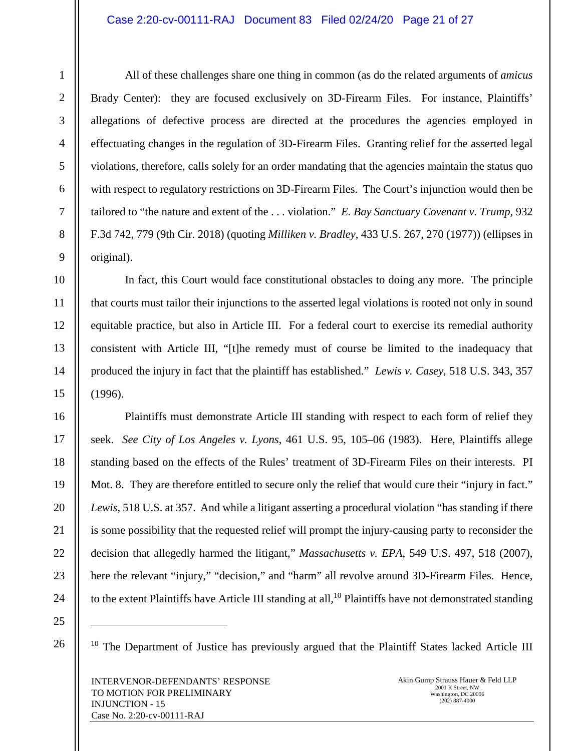All of these challenges share one thing in common (as do the related arguments of *amicus* Brady Center): they are focused exclusively on 3D-Firearm Files. For instance, Plaintiffs' allegations of defective process are directed at the procedures the agencies employed in effectuating changes in the regulation of 3D-Firearm Files. Granting relief for the asserted legal violations, therefore, calls solely for an order mandating that the agencies maintain the status quo with respect to regulatory restrictions on 3D-Firearm Files. The Court's injunction would then be tailored to "the nature and extent of the . . . violation." *E. Bay Sanctuary Covenant v. Trump*, 932 F.3d 742, 779 (9th Cir. 2018) (quoting *Milliken v. Bradley*, 433 U.S. 267, 270 (1977)) (ellipses in original).

In fact, this Court would face constitutional obstacles to doing any more. The principle that courts must tailor their injunctions to the asserted legal violations is rooted not only in sound equitable practice, but also in Article III. For a federal court to exercise its remedial authority consistent with Article III, "[t]he remedy must of course be limited to the inadequacy that produced the injury in fact that the plaintiff has established." *Lewis v. Casey*, 518 U.S. 343, 357 (1996).

Plaintiffs must demonstrate Article III standing with respect to each form of relief they seek. *See City of Los Angeles v. Lyons*, 461 U.S. 95, 105–06 (1983). Here, Plaintiffs allege standing based on the effects of the Rules' treatment of 3D-Firearm Files on their interests. PI Mot. 8. They are therefore entitled to secure only the relief that would cure their "injury in fact." *Lewis*, 518 U.S. at 357. And while a litigant asserting a procedural violation "has standing if there is some possibility that the requested relief will prompt the injury-causing party to reconsider the decision that allegedly harmed the litigant," *Massachusetts v. EPA*, 549 U.S. 497, 518 (2007), here the relevant "injury," "decision," and "harm" all revolve around 3D-Firearm Files. Hence, to the extent Plaintiffs have Article III standing at all,[10] Plaintiffs have not demonstrated standing

---

[10] The Department of Justice has previously argued that the Plaintiff States lacked Article III

INTERVENOR-DEFENDANTS' RESPONSE TO MOTION FOR PRELIMINARY INJUNCTION - 15
Case No. 2:20-cv-00111-RAJ

Akin Gump Strauss Hauer & Feld LLP
2001 K Street, NW
Washington, DC 20006
(202) 887-4000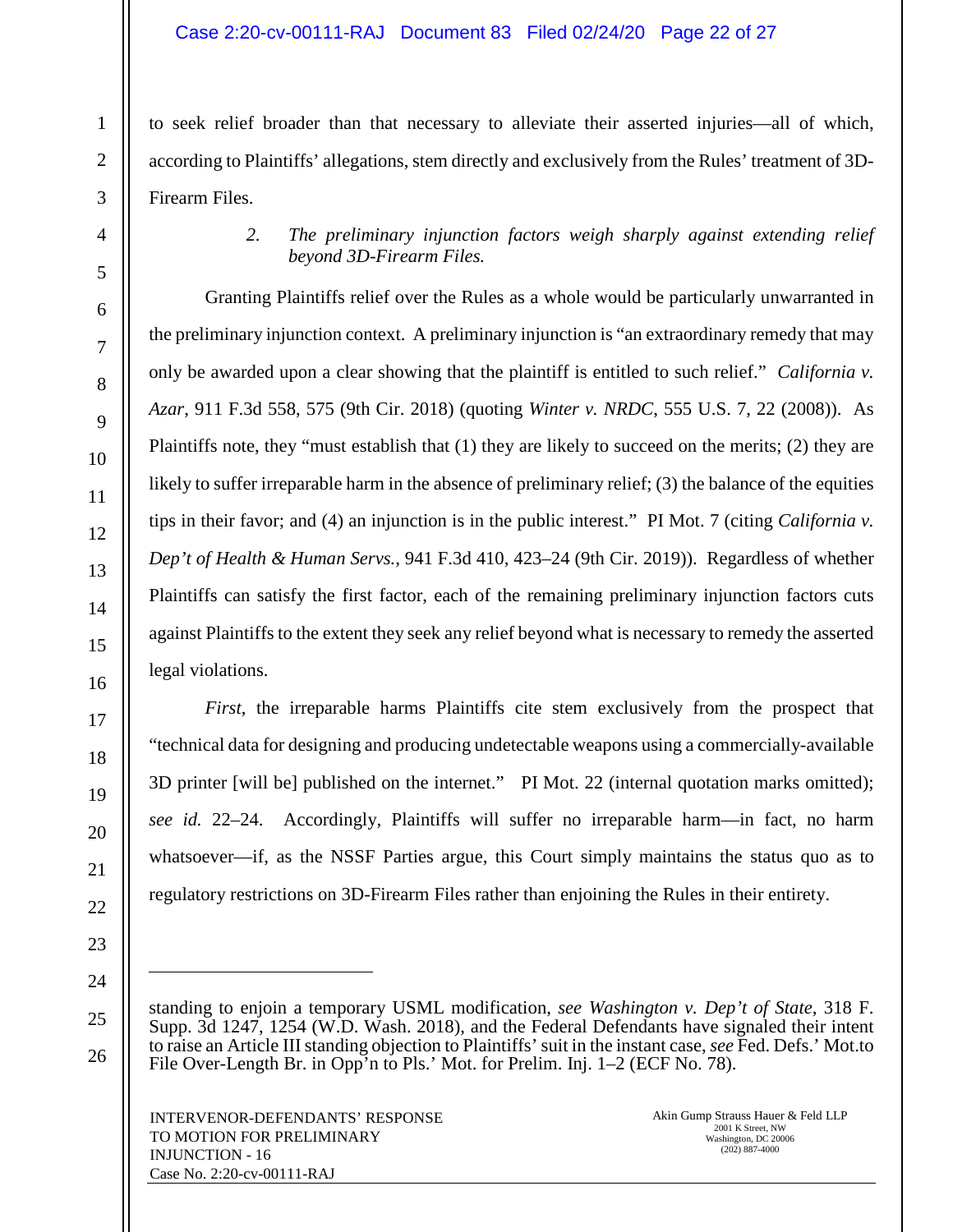to seek relief broader than that necessary to alleviate their asserted injuries—all of which, according to Plaintiffs' allegations, stem directly and exclusively from the Rules' treatment of 3D-Firearm Files.

*2. The preliminary injunction factors weigh sharply against extending relief beyond 3D-Firearm Files.*

Granting Plaintiffs relief over the Rules as a whole would be particularly unwarranted in the preliminary injunction context. A preliminary injunction is "an extraordinary remedy that may only be awarded upon a clear showing that the plaintiff is entitled to such relief." *California v. Azar*, 911 F.3d 558, 575 (9th Cir. 2018) (quoting *Winter v. NRDC*, 555 U.S. 7, 22 (2008)). As Plaintiffs note, they "must establish that (1) they are likely to succeed on the merits; (2) they are likely to suffer irreparable harm in the absence of preliminary relief; (3) the balance of the equities tips in their favor; and (4) an injunction is in the public interest." PI Mot. 7 (citing *California v. Dep't of Health & Human Servs.*, 941 F.3d 410, 423–24 (9th Cir. 2019)). Regardless of whether Plaintiffs can satisfy the first factor, each of the remaining preliminary injunction factors cuts against Plaintiffs to the extent they seek any relief beyond what is necessary to remedy the asserted legal violations.

*First*, the irreparable harms Plaintiffs cite stem exclusively from the prospect that "technical data for designing and producing undetectable weapons using a commercially-available 3D printer [will be] published on the internet." PI Mot. 22 (internal quotation marks omitted); *see id.* 22–24. Accordingly, Plaintiffs will suffer no irreparable harm—in fact, no harm whatsoever—if, as the NSSF Parties argue, this Court simply maintains the status quo as to regulatory restrictions on 3D-Firearm Files rather than enjoining the Rules in their entirety.

---

standing to enjoin a temporary USML modification, *see Washington v. Dep't of State*, 318 F. Supp. 3d 1247, 1254 (W.D. Wash. 2018), and the Federal Defendants have signaled their intent to raise an Article III standing objection to Plaintiffs' suit in the instant case, *see* Fed. Defs.' Mot.to File Over-Length Br. in Opp'n to Pls.' Mot. for Prelim. Inj. 1–2 (ECF No. 78).

INTERVENOR-DEFENDANTS' RESPONSE TO MOTION FOR PRELIMINARY INJUNCTION - 16
Case No. 2:20-cv-00111-RAJ

Akin Gump Strauss Hauer & Feld LLP
2001 K Street, NW
Washington, DC 20006
(202) 887-4000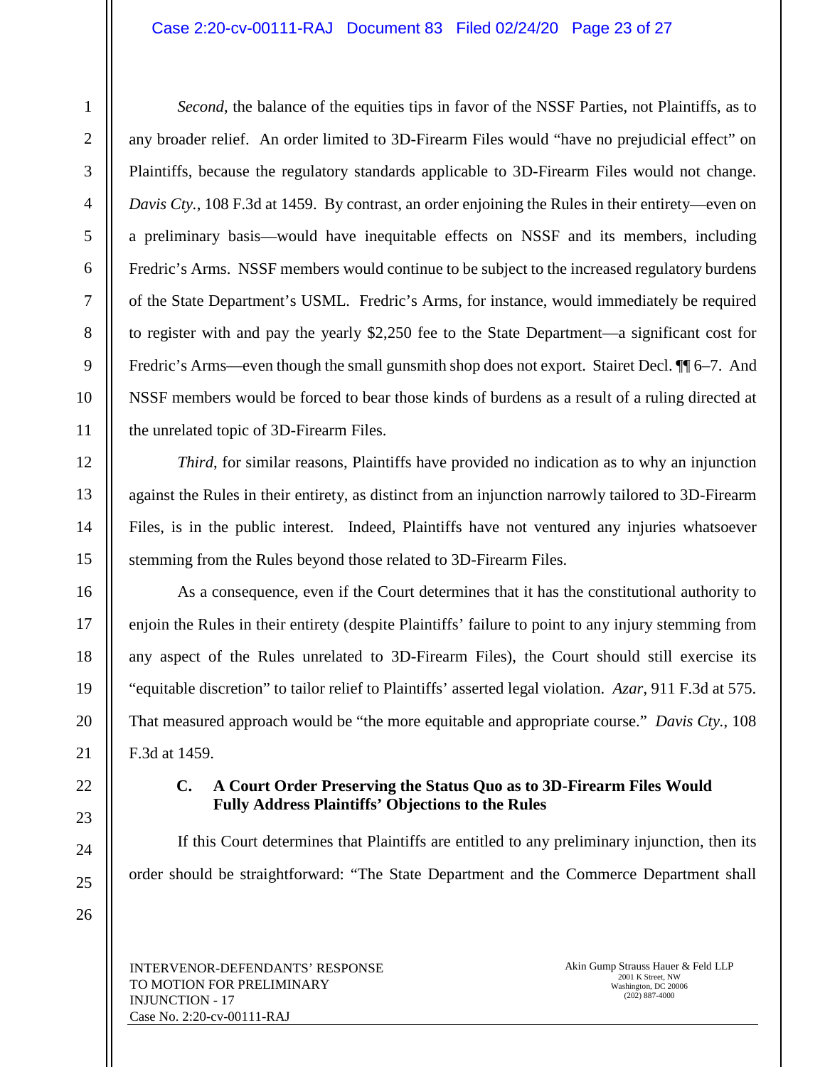*Second*, the balance of the equities tips in favor of the NSSF Parties, not Plaintiffs, as to any broader relief. An order limited to 3D-Firearm Files would "have no prejudicial effect" on Plaintiffs, because the regulatory standards applicable to 3D-Firearm Files would not change. *Davis Cty.*, 108 F.3d at 1459. By contrast, an order enjoining the Rules in their entirety—even on a preliminary basis—would have inequitable effects on NSSF and its members, including Fredric's Arms. NSSF members would continue to be subject to the increased regulatory burdens of the State Department's USML. Fredric's Arms, for instance, would immediately be required to register with and pay the yearly $2,250 fee to the State Department—a significant cost for Fredric's Arms—even though the small gunsmith shop does not export. Stairet Decl. ¶¶ 6–7. And NSSF members would be forced to bear those kinds of burdens as a result of a ruling directed at the unrelated topic of 3D-Firearm Files.

*Third*, for similar reasons, Plaintiffs have provided no indication as to why an injunction against the Rules in their entirety, as distinct from an injunction narrowly tailored to 3D-Firearm Files, is in the public interest. Indeed, Plaintiffs have not ventured any injuries whatsoever stemming from the Rules beyond those related to 3D-Firearm Files.

As a consequence, even if the Court determines that it has the constitutional authority to enjoin the Rules in their entirety (despite Plaintiffs' failure to point to any injury stemming from any aspect of the Rules unrelated to 3D-Firearm Files), the Court should still exercise its "equitable discretion" to tailor relief to Plaintiffs' asserted legal violation. *Azar*, 911 F.3d at 575. That measured approach would be "the more equitable and appropriate course." *Davis Cty.*, 108 F.3d at 1459.

### C. A Court Order Preserving the Status Quo as to 3D-Firearm Files Would Fully Address Plaintiffs' Objections to the Rules

If this Court determines that Plaintiffs are entitled to any preliminary injunction, then its order should be straightforward: "The State Department and the Commerce Department shall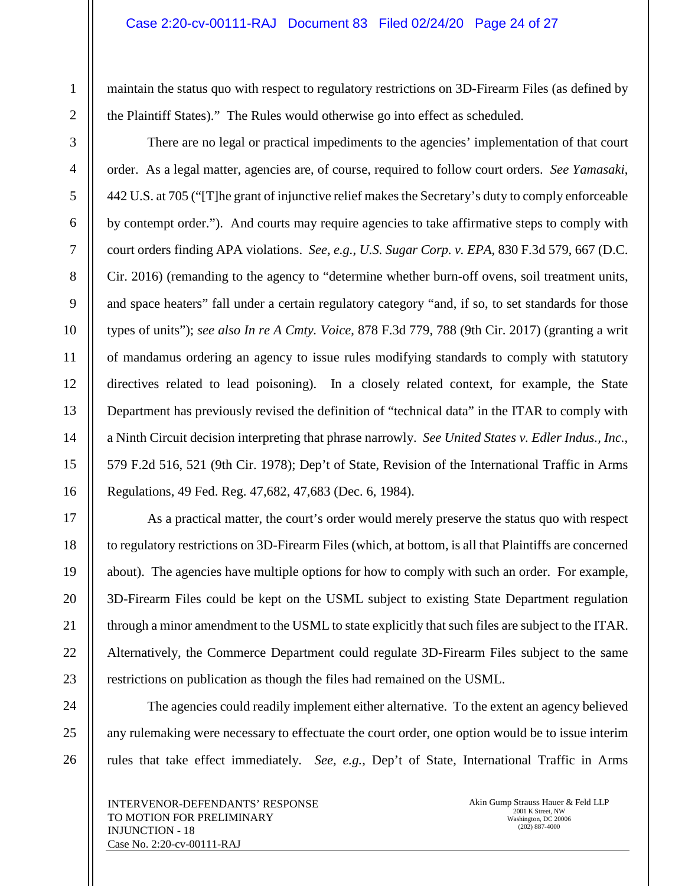maintain the status quo with respect to regulatory restrictions on 3D-Firearm Files (as defined by the Plaintiff States)." The Rules would otherwise go into effect as scheduled.

There are no legal or practical impediments to the agencies' implementation of that court order. As a legal matter, agencies are, of course, required to follow court orders. *See Yamasaki*, 442 U.S. at 705 ("[T]he grant of injunctive relief makes the Secretary's duty to comply enforceable by contempt order."). And courts may require agencies to take affirmative steps to comply with court orders finding APA violations. *See, e.g.*, *U.S. Sugar Corp. v. EPA*, 830 F.3d 579, 667 (D.C. Cir. 2016) (remanding to the agency to "determine whether burn-off ovens, soil treatment units, and space heaters" fall under a certain regulatory category "and, if so, to set standards for those types of units"); *see also In re A Cmty. Voice*, 878 F.3d 779, 788 (9th Cir. 2017) (granting a writ of mandamus ordering an agency to issue rules modifying standards to comply with statutory directives related to lead poisoning). In a closely related context, for example, the State Department has previously revised the definition of "technical data" in the ITAR to comply with a Ninth Circuit decision interpreting that phrase narrowly. *See United States v. Edler Indus., Inc.*, 579 F.2d 516, 521 (9th Cir. 1978); Dep't of State, Revision of the International Traffic in Arms Regulations, 49 Fed. Reg. 47,682, 47,683 (Dec. 6, 1984).

As a practical matter, the court's order would merely preserve the status quo with respect to regulatory restrictions on 3D-Firearm Files (which, at bottom, is all that Plaintiffs are concerned about). The agencies have multiple options for how to comply with such an order. For example, 3D-Firearm Files could be kept on the USML subject to existing State Department regulation through a minor amendment to the USML to state explicitly that such files are subject to the ITAR. Alternatively, the Commerce Department could regulate 3D-Firearm Files subject to the same restrictions on publication as though the files had remained on the USML.

The agencies could readily implement either alternative. To the extent an agency believed any rulemaking were necessary to effectuate the court order, one option would be to issue interim rules that take effect immediately. *See, e.g.*, Dep't of State, International Traffic in Arms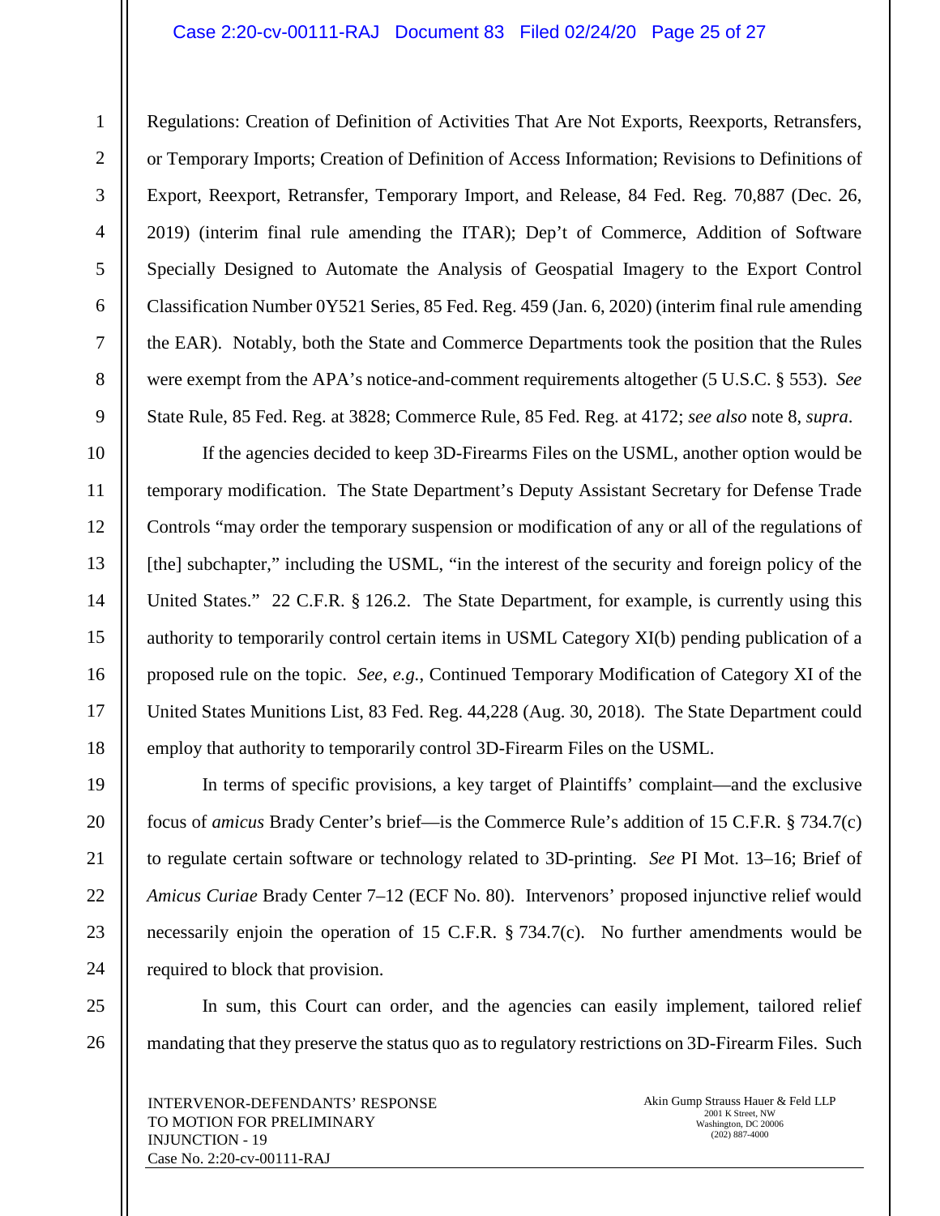Regulations: Creation of Definition of Activities That Are Not Exports, Reexports, Retransfers, or Temporary Imports; Creation of Definition of Access Information; Revisions to Definitions of Export, Reexport, Retransfer, Temporary Import, and Release, 84 Fed. Reg. 70,887 (Dec. 26, 2019) (interim final rule amending the ITAR); Dep't of Commerce, Addition of Software Specially Designed to Automate the Analysis of Geospatial Imagery to the Export Control Classification Number 0Y521 Series, 85 Fed. Reg. 459 (Jan. 6, 2020) (interim final rule amending the EAR). Notably, both the State and Commerce Departments took the position that the Rules were exempt from the APA's notice-and-comment requirements altogether (5 U.S.C. § 553). *See* State Rule, 85 Fed. Reg. at 3828; Commerce Rule, 85 Fed. Reg. at 4172; *see also* note 8, *supra*.

If the agencies decided to keep 3D-Firearms Files on the USML, another option would be temporary modification. The State Department's Deputy Assistant Secretary for Defense Trade Controls "may order the temporary suspension or modification of any or all of the regulations of [the] subchapter," including the USML, "in the interest of the security and foreign policy of the United States." 22 C.F.R. § 126.2. The State Department, for example, is currently using this authority to temporarily control certain items in USML Category XI(b) pending publication of a proposed rule on the topic. *See, e.g.*, Continued Temporary Modification of Category XI of the United States Munitions List, 83 Fed. Reg. 44,228 (Aug. 30, 2018). The State Department could employ that authority to temporarily control 3D-Firearm Files on the USML.

In terms of specific provisions, a key target of Plaintiffs' complaint—and the exclusive focus of *amicus* Brady Center's brief—is the Commerce Rule's addition of 15 C.F.R. § 734.7(c) to regulate certain software or technology related to 3D-printing. *See* PI Mot. 13–16; Brief of *Amicus Curiae* Brady Center 7–12 (ECF No. 80). Intervenors' proposed injunctive relief would necessarily enjoin the operation of 15 C.F.R. § 734.7(c). No further amendments would be required to block that provision.

In sum, this Court can order, and the agencies can easily implement, tailored relief mandating that they preserve the status quo as to regulatory restrictions on 3D-Firearm Files. Such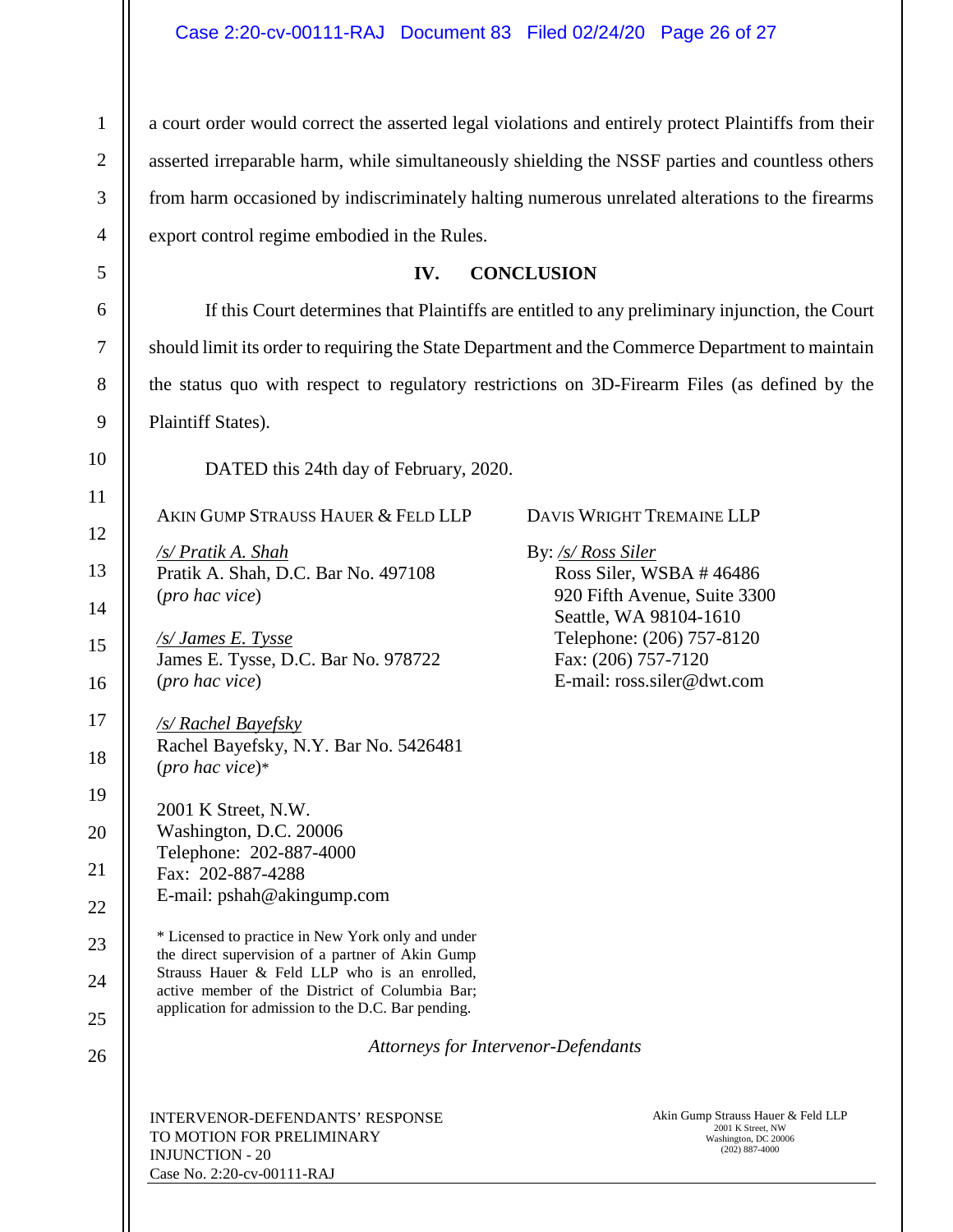a court order would correct the asserted legal violations and entirely protect Plaintiffs from their asserted irreparable harm, while simultaneously shielding the NSSF parties and countless others from harm occasioned by indiscriminately halting numerous unrelated alterations to the firearms export control regime embodied in the Rules.

## IV. CONCLUSION

If this Court determines that Plaintiffs are entitled to any preliminary injunction, the Court should limit its order to requiring the State Department and the Commerce Department to maintain the status quo with respect to regulatory restrictions on 3D-Firearm Files (as defined by the Plaintiff States).

DATED this 24th day of February, 2020.

AKIN GUMP STRAUSS HAUER & FELD LLP

*/s/ Pratik A. Shah*
Pratik A. Shah, D.C. Bar No. 497108
(*pro hac vice*)

*/s/ James E. Tysse*
James E. Tysse, D.C. Bar No. 978722
(*pro hac vice*)

*/s/ Rachel Bayefsky*
Rachel Bayefsky, N.Y. Bar No. 5426481
(*pro hac vice*)*

2001 K Street, N.W.
Washington, D.C. 20006
Telephone: 202-887-4000
Fax: 202-887-4288
E-mail: pshah@akingump.com

* Licensed to practice in New York only and under the direct supervision of a partner of Akin Gump Strauss Hauer & Feld LLP who is an enrolled, active member of the District of Columbia Bar; application for admission to the D.C. Bar pending.

DAVIS WRIGHT TREMAINE LLP

By: */s/ Ross Siler*
Ross Siler, WSBA # 46486
920 Fifth Avenue, Suite 3300
Seattle, WA 98104-1610
Telephone: (206) 757-8120
Fax: (206) 757-7120
E-mail: ross.siler@dwt.com

*Attorneys for Intervenor-Defendants*

INTERVENOR-DEFENDANTS' RESPONSE TO MOTION FOR PRELIMINARY INJUNCTION - 20
Case No. 2:20-cv-00111-RAJ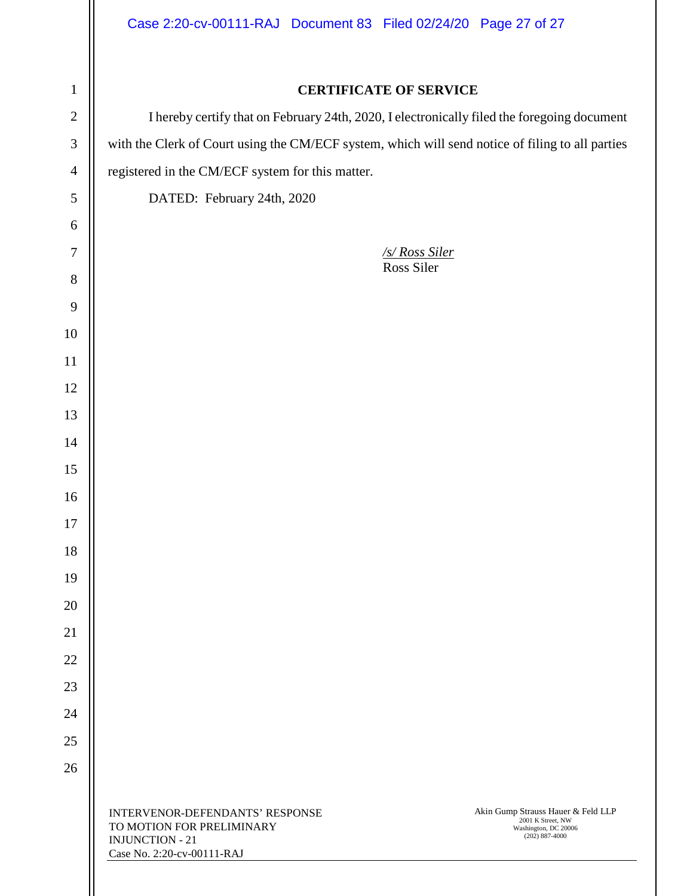**CERTIFICATE OF SERVICE**

I hereby certify that on February 24th, 2020, I electronically filed the foregoing document with the Clerk of Court using the CM/ECF system, which will send notice of filing to all parties registered in the CM/ECF system for this matter.

DATED: February 24th, 2020

*/s/ Ross Siler*
Ross Siler